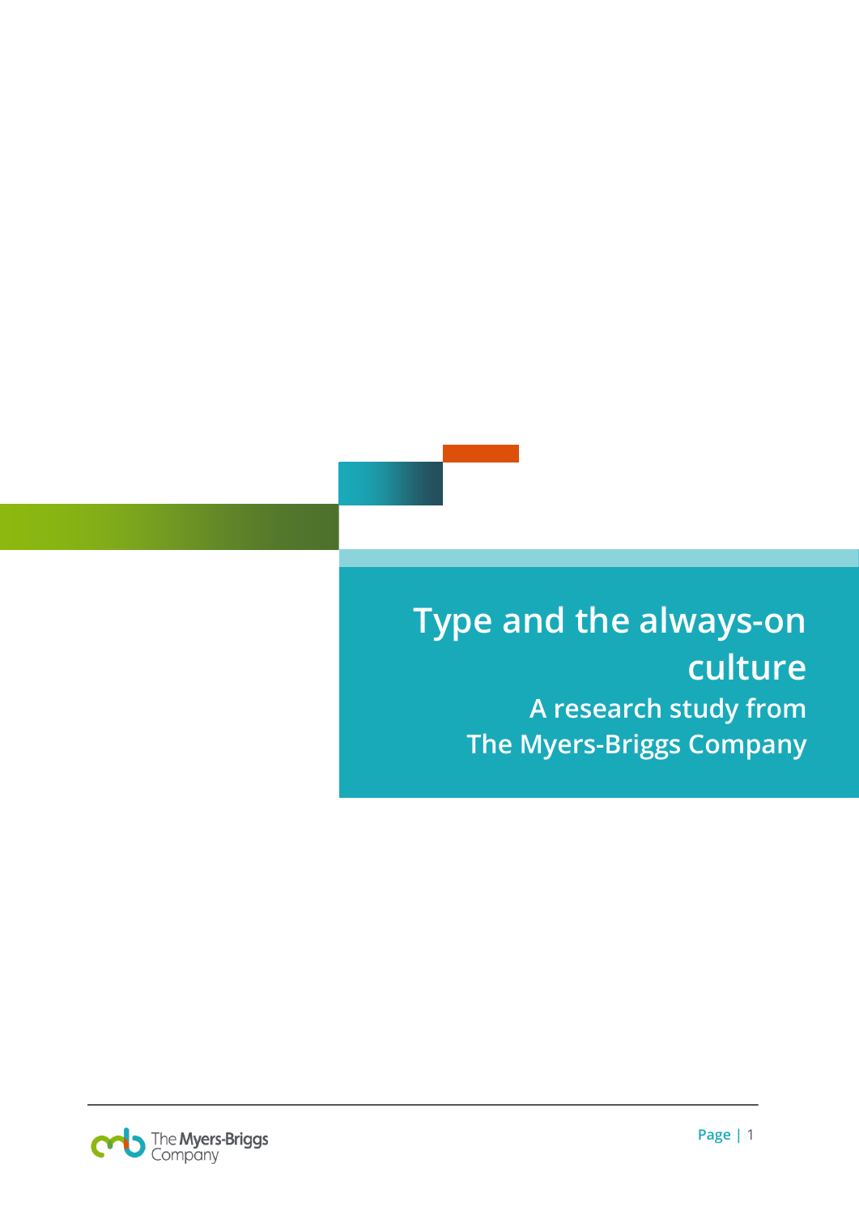# Type and the always-on culture

## A research study from The Myers-Briggs Company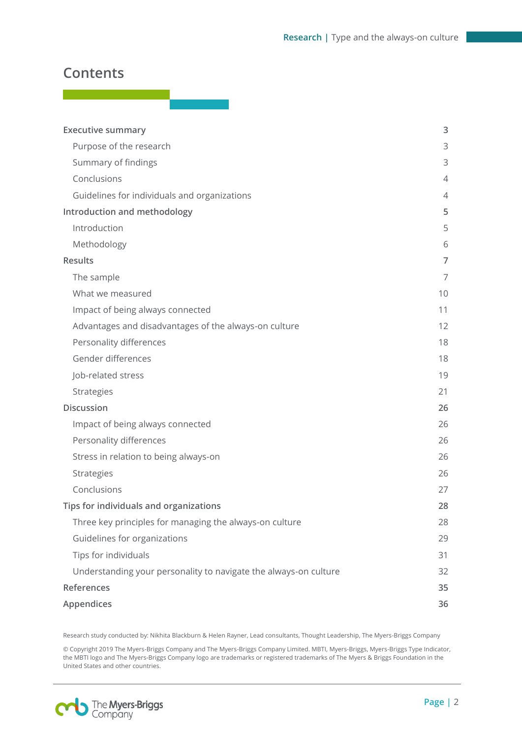# Contents

| | |
|---|---|
| **Executive summary** | **3** |
| Purpose of the research | 3 |
| Summary of findings | 3 |
| Conclusions | 4 |
| Guidelines for individuals and organizations | 4 |
| **Introduction and methodology** | **5** |
| Introduction | 5 |
| Methodology | 6 |
| **Results** | **7** |
| The sample | 7 |
| What we measured | 10 |
| Impact of being always connected | 11 |
| Advantages and disadvantages of the always-on culture | 12 |
| Personality differences | 18 |
| Gender differences | 18 |
| Job-related stress | 19 |
| Strategies | 21 |
| **Discussion** | **26** |
| Impact of being always connected | 26 |
| Personality differences | 26 |
| Stress in relation to being always-on | 26 |
| Strategies | 26 |
| Conclusions | 27 |
| **Tips for individuals and organizations** | **28** |
| Three key principles for managing the always-on culture | 28 |
| Guidelines for organizations | 29 |
| Tips for individuals | 31 |
| Understanding your personality to navigate the always-on culture | 32 |
| **References** | **35** |
| **Appendices** | **36** |

Research study conducted by: Nikhita Blackburn & Helen Rayner, Lead consultants, Thought Leadership, The Myers-Briggs Company

© Copyright 2019 The Myers-Briggs Company and The Myers-Briggs Company Limited. MBTI, Myers-Briggs, Myers-Briggs Type Indicator, the MBTI logo and The Myers-Briggs Company logo are trademarks or registered trademarks of The Myers & Briggs Foundation in the United States and other countries.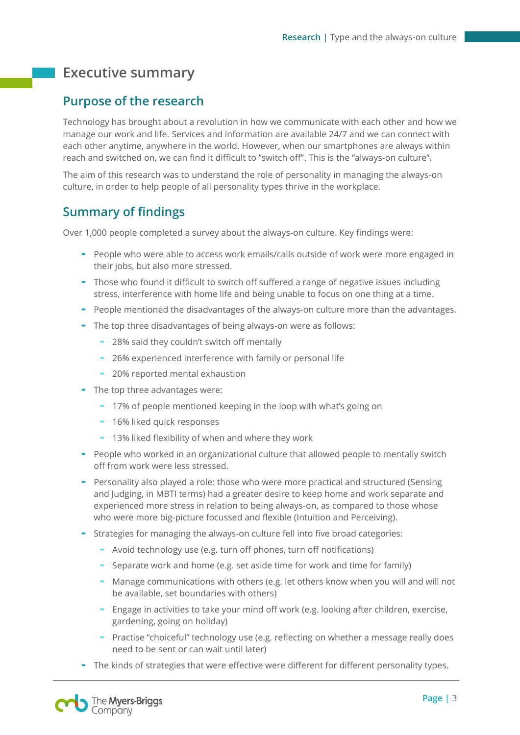# Executive summary

## Purpose of the research

Technology has brought about a revolution in how we communicate with each other and how we manage our work and life. Services and information are available 24/7 and we can connect with each other anytime, anywhere in the world. However, when our smartphones are always within reach and switched on, we can find it difficult to "switch off". This is the "always-on culture".

The aim of this research was to understand the role of personality in managing the always-on culture, in order to help people of all personality types thrive in the workplace.

## Summary of findings

Over 1,000 people completed a survey about the always-on culture. Key findings were:

- People who were able to access work emails/calls outside of work were more engaged in their jobs, but also more stressed.
- Those who found it difficult to switch off suffered a range of negative issues including stress, interference with home life and being unable to focus on one thing at a time.
- People mentioned the disadvantages of the always-on culture more than the advantages.
- The top three disadvantages of being always-on were as follows:
  - 28% said they couldn't switch off mentally
  - 26% experienced interference with family or personal life
  - 20% reported mental exhaustion
- The top three advantages were:
  - 17% of people mentioned keeping in the loop with what's going on
  - 16% liked quick responses
  - 13% liked flexibility of when and where they work
- People who worked in an organizational culture that allowed people to mentally switch off from work were less stressed.
- Personality also played a role: those who were more practical and structured (Sensing and Judging, in MBTI terms) had a greater desire to keep home and work separate and experienced more stress in relation to being always-on, as compared to those whose who were more big-picture focussed and flexible (Intuition and Perceiving).
- Strategies for managing the always-on culture fell into five broad categories:
  - Avoid technology use (e.g. turn off phones, turn off notifications)
  - Separate work and home (e.g. set aside time for work and time for family)
  - Manage communications with others (e.g. let others know when you will and will not be available, set boundaries with others)
  - Engage in activities to take your mind off work (e.g. looking after children, exercise, gardening, going on holiday)
  - Practise "choiceful" technology use (e.g. reflecting on whether a message really does need to be sent or can wait until later)
- The kinds of strategies that were effective were different for different personality types.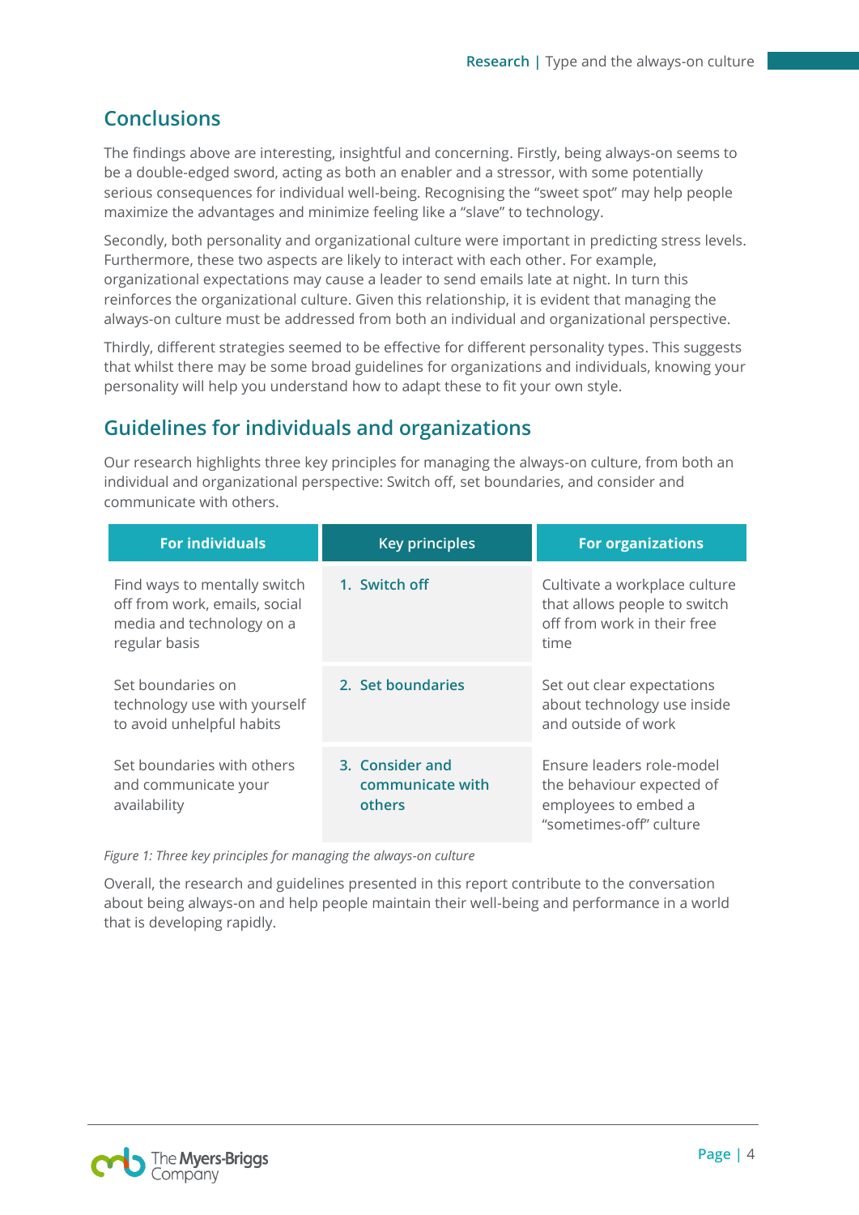## Conclusions

The findings above are interesting, insightful and concerning. Firstly, being always-on seems to be a double-edged sword, acting as both an enabler and a stressor, with some potentially serious consequences for individual well-being. Recognising the "sweet spot" may help people maximize the advantages and minimize feeling like a "slave" to technology.

Secondly, both personality and organizational culture were important in predicting stress levels. Furthermore, these two aspects are likely to interact with each other. For example, organizational expectations may cause a leader to send emails late at night. In turn this reinforces the organizational culture. Given this relationship, it is evident that managing the always-on culture must be addressed from both an individual and organizational perspective.

Thirdly, different strategies seemed to be effective for different personality types. This suggests that whilst there may be some broad guidelines for organizations and individuals, knowing your personality will help you understand how to adapt these to fit your own style.

## Guidelines for individuals and organizations

Our research highlights three key principles for managing the always-on culture, from both an individual and organizational perspective: Switch off, set boundaries, and consider and communicate with others.

| For individuals | Key principles | For organizations |
|---|---|---|
| Find ways to mentally switch off from work, emails, social media and technology on a regular basis | **1. Switch off** | Cultivate a workplace culture that allows people to switch off from work in their free time |
| Set boundaries on technology use with yourself to avoid unhelpful habits | **2. Set boundaries** | Set out clear expectations about technology use inside and outside of work |
| Set boundaries with others and communicate your availability | **3. Consider and communicate with others** | Ensure leaders role-model the behaviour expected of employees to embed a "sometimes-off" culture |

*Figure 1: Three key principles for managing the always-on culture*

Overall, the research and guidelines presented in this report contribute to the conversation about being always-on and help people maintain their well-being and performance in a world that is developing rapidly.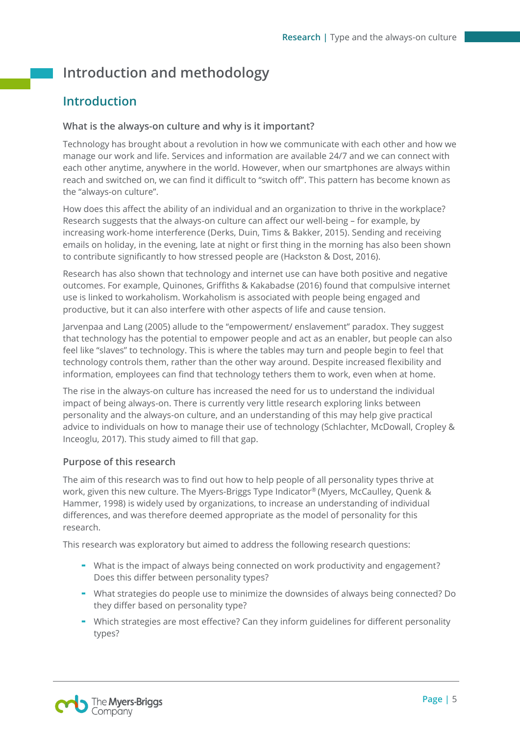# Introduction and methodology

## Introduction

### What is the always-on culture and why is it important?

Technology has brought about a revolution in how we communicate with each other and how we manage our work and life. Services and information are available 24/7 and we can connect with each other anytime, anywhere in the world. However, when our smartphones are always within reach and switched on, we can find it difficult to “switch off”. This pattern has become known as the “always-on culture”.

How does this affect the ability of an individual and an organization to thrive in the workplace? Research suggests that the always-on culture can affect our well-being – for example, by increasing work-home interference (Derks, Duin, Tims & Bakker, 2015). Sending and receiving emails on holiday, in the evening, late at night or first thing in the morning has also been shown to contribute significantly to how stressed people are (Hackston & Dost, 2016).

Research has also shown that technology and internet use can have both positive and negative outcomes. For example, Quinones, Griffiths & Kakabadse (2016) found that compulsive internet use is linked to workaholism. Workaholism is associated with people being engaged and productive, but it can also interfere with other aspects of life and cause tension.

Jarvenpaa and Lang (2005) allude to the “empowerment/ enslavement” paradox. They suggest that technology has the potential to empower people and act as an enabler, but people can also feel like “slaves” to technology. This is where the tables may turn and people begin to feel that technology controls them, rather than the other way around. Despite increased flexibility and information, employees can find that technology tethers them to work, even when at home.

The rise in the always-on culture has increased the need for us to understand the individual impact of being always-on. There is currently very little research exploring links between personality and the always-on culture, and an understanding of this may help give practical advice to individuals on how to manage their use of technology (Schlachter, McDowall, Cropley & Inceoglu, 2017). This study aimed to fill that gap.

### Purpose of this research

The aim of this research was to find out how to help people of all personality types thrive at work, given this new culture. The Myers-Briggs Type Indicator® (Myers, McCaulley, Quenk & Hammer, 1998) is widely used by organizations, to increase an understanding of individual differences, and was therefore deemed appropriate as the model of personality for this research.

This research was exploratory but aimed to address the following research questions:

- What is the impact of always being connected on work productivity and engagement? Does this differ between personality types?
- What strategies do people use to minimize the downsides of always being connected? Do they differ based on personality type?
- Which strategies are most effective? Can they inform guidelines for different personality types?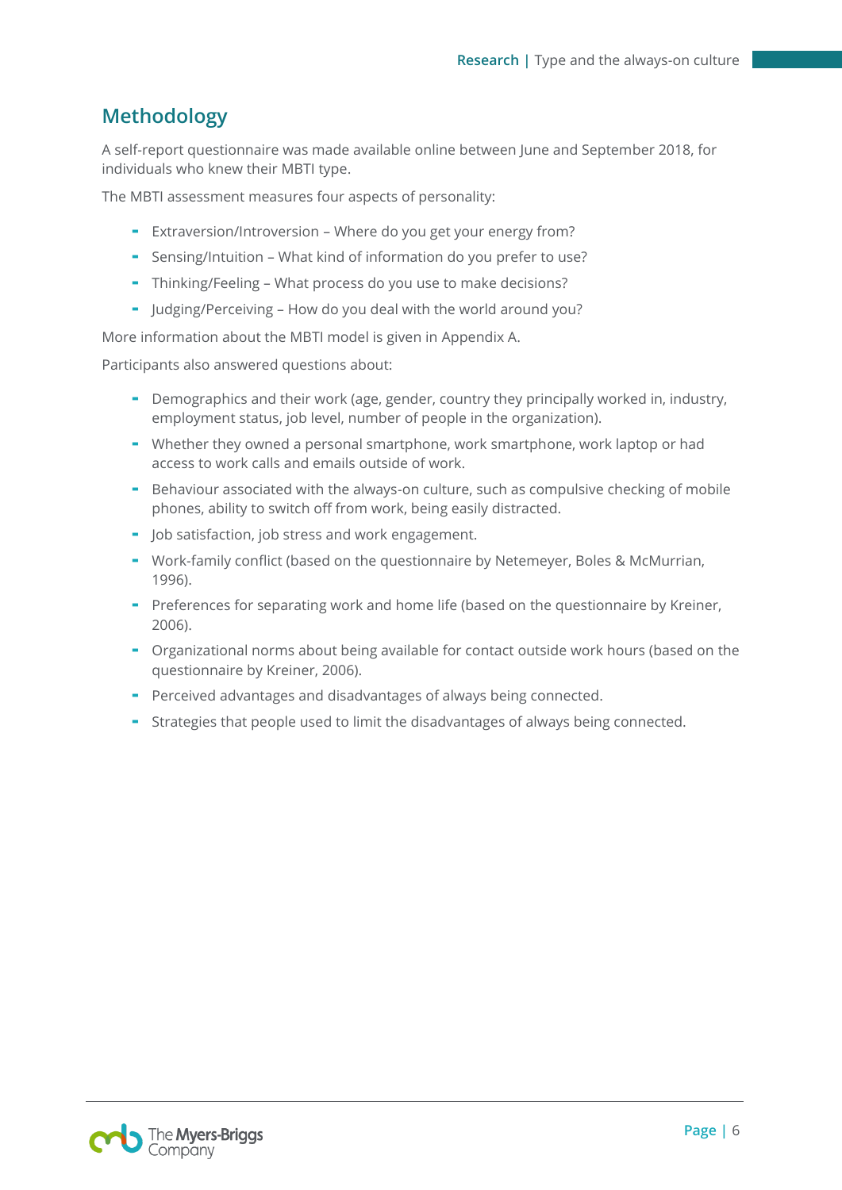## Methodology

A self-report questionnaire was made available online between June and September 2018, for individuals who knew their MBTI type.

The MBTI assessment measures four aspects of personality:

- Extraversion/Introversion – Where do you get your energy from?
- Sensing/Intuition – What kind of information do you prefer to use?
- Thinking/Feeling – What process do you use to make decisions?
- Judging/Perceiving – How do you deal with the world around you?

More information about the MBTI model is given in Appendix A.

Participants also answered questions about:

- Demographics and their work (age, gender, country they principally worked in, industry, employment status, job level, number of people in the organization).
- Whether they owned a personal smartphone, work smartphone, work laptop or had access to work calls and emails outside of work.
- Behaviour associated with the always-on culture, such as compulsive checking of mobile phones, ability to switch off from work, being easily distracted.
- Job satisfaction, job stress and work engagement.
- Work-family conflict (based on the questionnaire by Netemeyer, Boles & McMurrian, 1996).
- Preferences for separating work and home life (based on the questionnaire by Kreiner, 2006).
- Organizational norms about being available for contact outside work hours (based on the questionnaire by Kreiner, 2006).
- Perceived advantages and disadvantages of always being connected.
- Strategies that people used to limit the disadvantages of always being connected.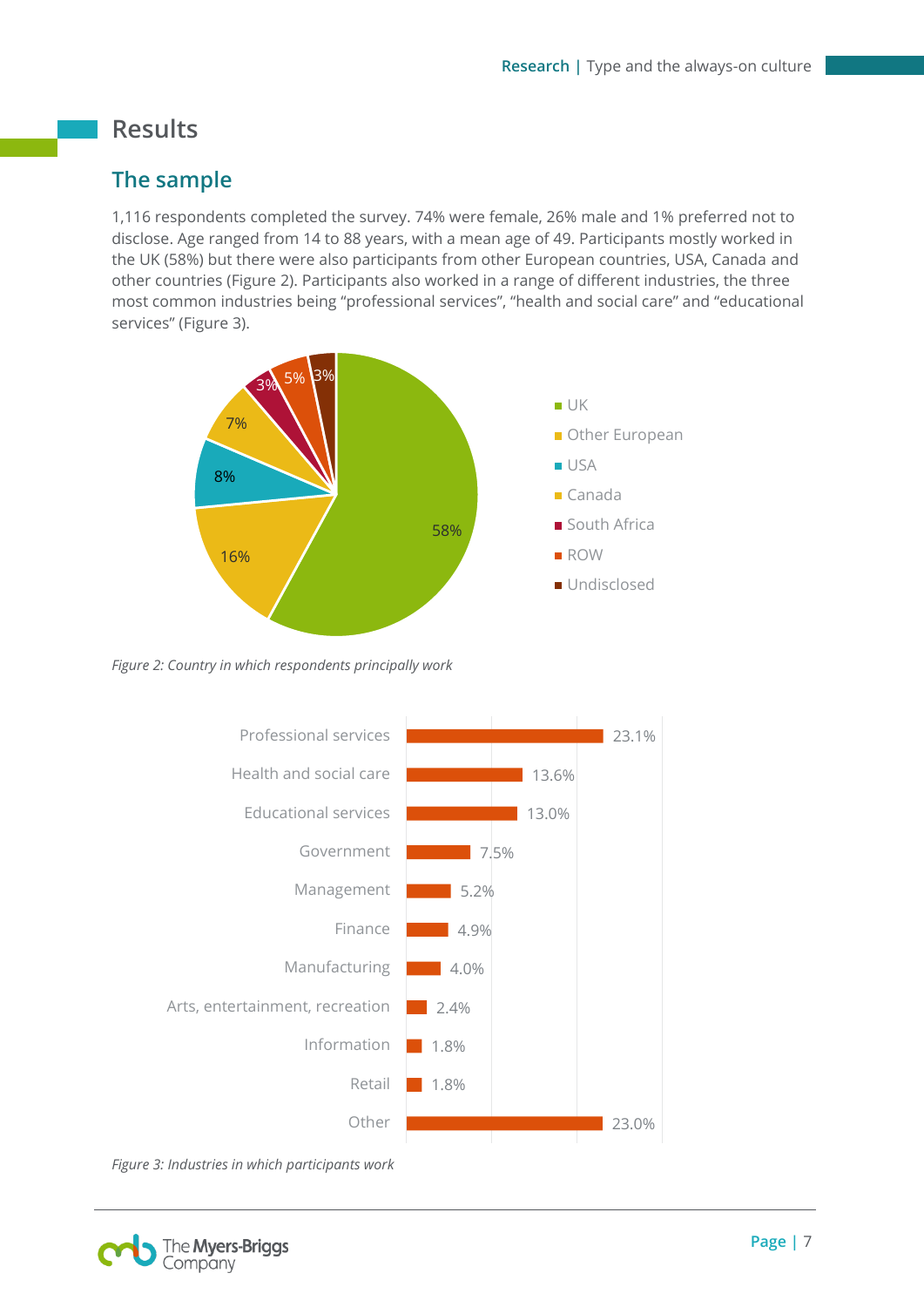# Results

## The sample

1,116 respondents completed the survey. 74% were female, 26% male and 1% preferred not to disclose. Age ranged from 14 to 88 years, with a mean age of 49. Participants mostly worked in the UK (58%) but there were also participants from other European countries, USA, Canada and other countries (Figure 2). Participants also worked in a range of different industries, the three most common industries being “professional services”, “health and social care” and “educational services” (Figure 3).

| Country | Percentage |
|---|---|
| UK | 58% |
| Other European | 16% |
| USA | 8% |
| Canada | 7% |
| South Africa | 3% |
| ROW | 5% |
| Undisclosed | 3% |

*Figure 2: Country in which respondents principally work*

| Industry | Percentage |
|---|---|
| Professional services | 23.1% |
| Health and social care | 13.6% |
| Educational services | 13.0% |
| Government | 7.5% |
| Management | 5.2% |
| Finance | 4.9% |
| Manufacturing | 4.0% |
| Arts, entertainment, recreation | 2.4% |
| Information | 1.8% |
| Retail | 1.8% |
| Other | 23.0% |

*Figure 3: Industries in which participants work*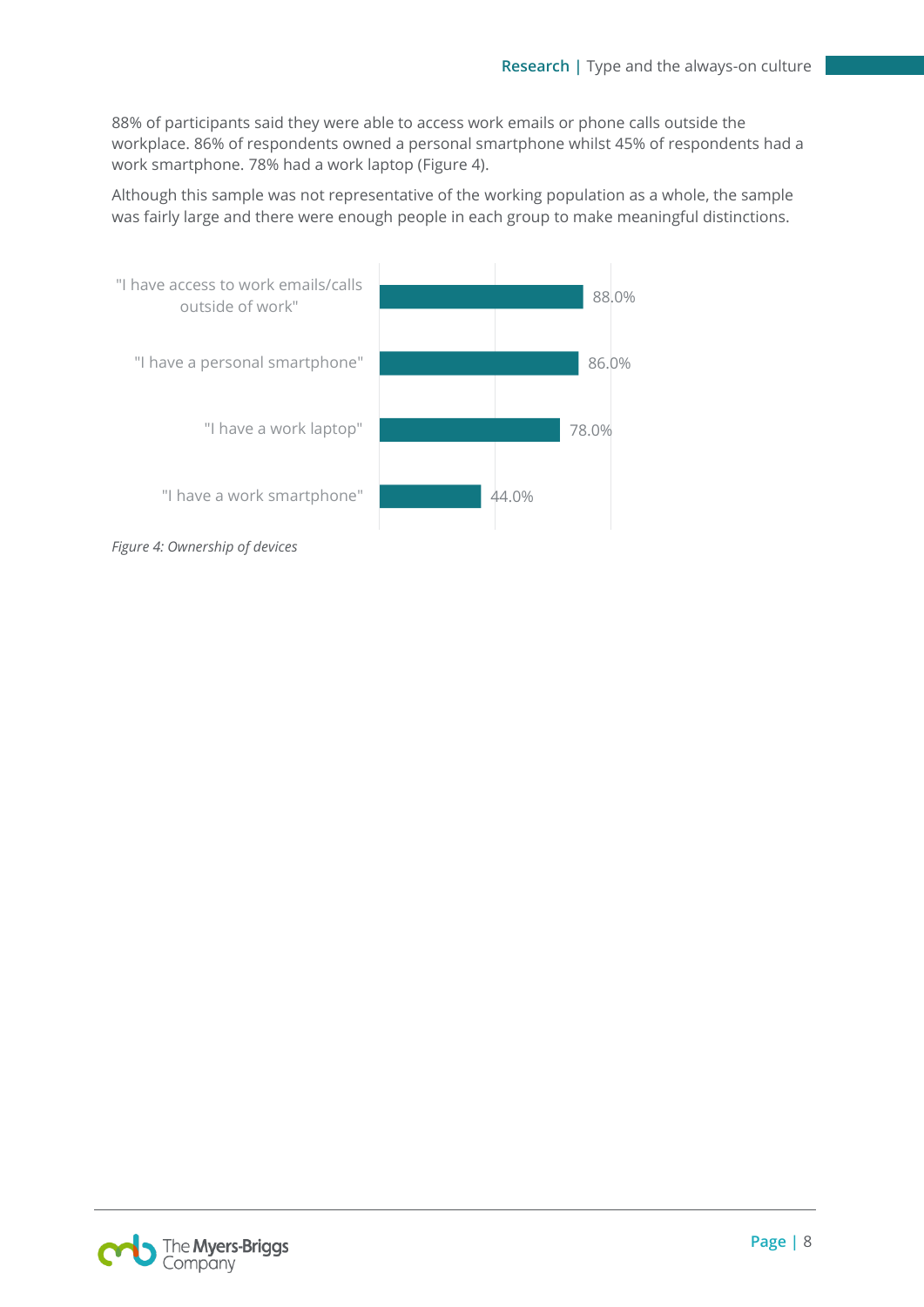88% of participants said they were able to access work emails or phone calls outside the workplace. 86% of respondents owned a personal smartphone whilst 45% of respondents had a work smartphone. 78% had a work laptop (Figure 4).

Although this sample was not representative of the working population as a whole, the sample was fairly large and there were enough people in each group to make meaningful distinctions.

| | |
|---|---|
| "I have access to work emails/calls outside of work" | 88.0% |
| "I have a personal smartphone" | 86.0% |
| "I have a work laptop" | 78.0% |
| "I have a work smartphone" | 44.0% |

*Figure 4: Ownership of devices*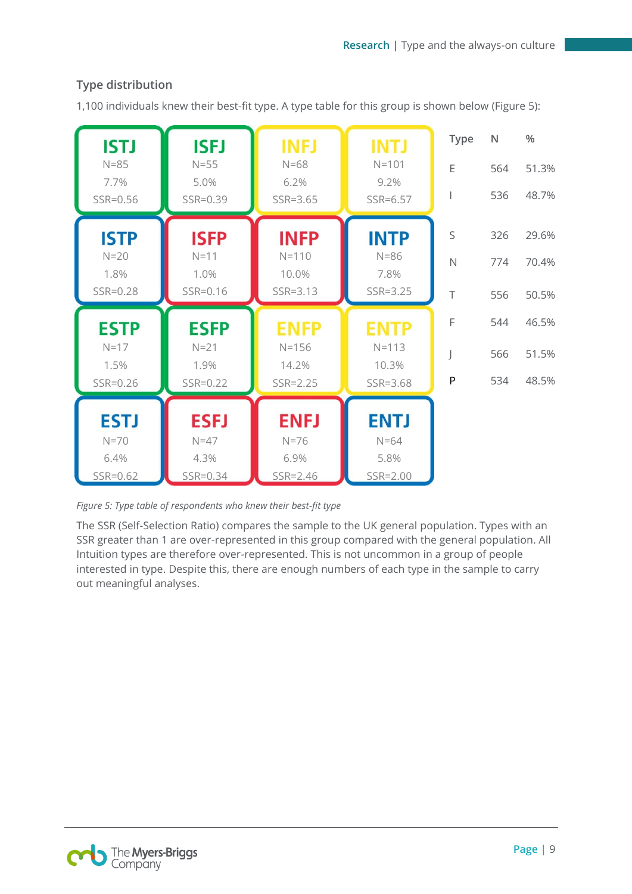## Type distribution

1,100 individuals knew their best-fit type. A type table for this group is shown below (Figure 5):

| ISTJ | ISFJ | INFJ | INTJ |
|---|---|---|---|
| N=85 | N=55 | N=68 | N=101 |
| 7.7% | 5.0% | 6.2% | 9.2% |
| SSR=0.56 | SSR=0.39 | SSR=3.65 | SSR=6.57 |
| **ISTP** | **ISFP** | **INFP** | **INTP** |
| N=20 | N=11 | N=110 | N=86 |
| 1.8% | 1.0% | 10.0% | 7.8% |
| SSR=0.28 | SSR=0.16 | SSR=3.13 | SSR=3.25 |
| **ESTP** | **ESFP** | **ENFP** | **ENTP** |
| N=17 | N=21 | N=156 | N=113 |
| 1.5% | 1.9% | 14.2% | 10.3% |
| SSR=0.26 | SSR=0.22 | SSR=2.25 | SSR=3.68 |
| **ESTJ** | **ESFJ** | **ENFJ** | **ENTJ** |
| N=70 | N=47 | N=76 | N=64 |
| 6.4% | 4.3% | 6.9% | 5.8% |
| SSR=0.62 | SSR=0.34 | SSR=2.46 | SSR=2.00 |

| Type | N | % |
|---|---|---|
| E | 564 | 51.3% |
| I | 536 | 48.7% |
| S | 326 | 29.6% |
| N | 774 | 70.4% |
| T | 556 | 50.5% |
| F | 544 | 46.5% |
| J | 566 | 51.5% |
| P | 534 | 48.5% |

*Figure 5: Type table of respondents who knew their best-fit type*

The SSR (Self-Selection Ratio) compares the sample to the UK general population. Types with an SSR greater than 1 are over-represented in this group compared with the general population. All Intuition types are therefore over-represented. This is not uncommon in a group of people interested in type. Despite this, there are enough numbers of each type in the sample to carry out meaningful analyses.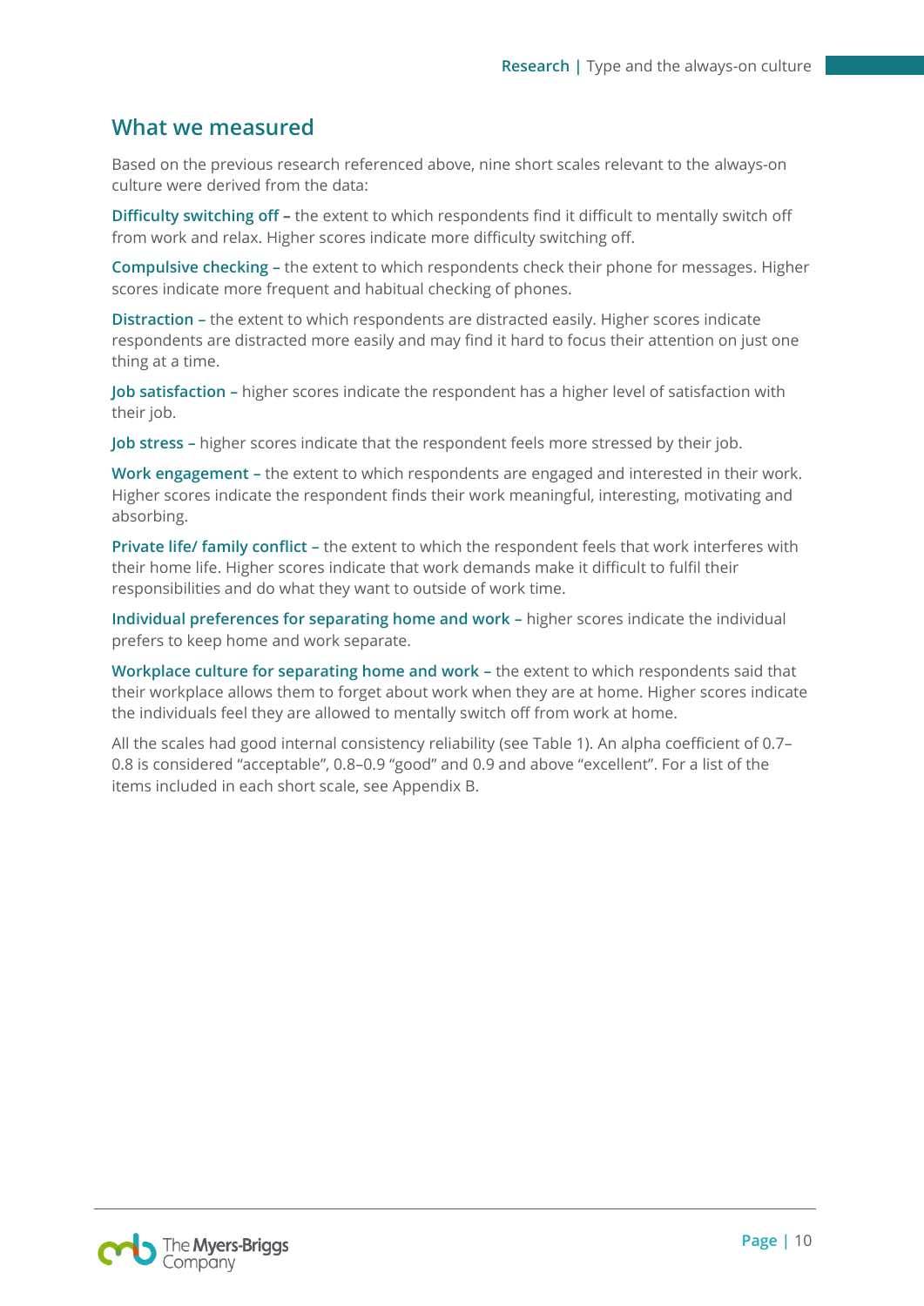## What we measured

Based on the previous research referenced above, nine short scales relevant to the always-on culture were derived from the data:

**Difficulty switching off –** the extent to which respondents find it difficult to mentally switch off from work and relax. Higher scores indicate more difficulty switching off.

**Compulsive checking –** the extent to which respondents check their phone for messages. Higher scores indicate more frequent and habitual checking of phones.

**Distraction –** the extent to which respondents are distracted easily. Higher scores indicate respondents are distracted more easily and may find it hard to focus their attention on just one thing at a time.

**Job satisfaction –** higher scores indicate the respondent has a higher level of satisfaction with their job.

**Job stress –** higher scores indicate that the respondent feels more stressed by their job.

**Work engagement –** the extent to which respondents are engaged and interested in their work. Higher scores indicate the respondent finds their work meaningful, interesting, motivating and absorbing.

**Private life/ family conflict –** the extent to which the respondent feels that work interferes with their home life. Higher scores indicate that work demands make it difficult to fulfil their responsibilities and do what they want to outside of work time.

**Individual preferences for separating home and work –** higher scores indicate the individual prefers to keep home and work separate.

**Workplace culture for separating home and work –** the extent to which respondents said that their workplace allows them to forget about work when they are at home. Higher scores indicate the individuals feel they are allowed to mentally switch off from work at home.

All the scales had good internal consistency reliability (see Table 1). An alpha coefficient of 0.7–0.8 is considered "acceptable", 0.8–0.9 "good" and 0.9 and above "excellent". For a list of the items included in each short scale, see Appendix B.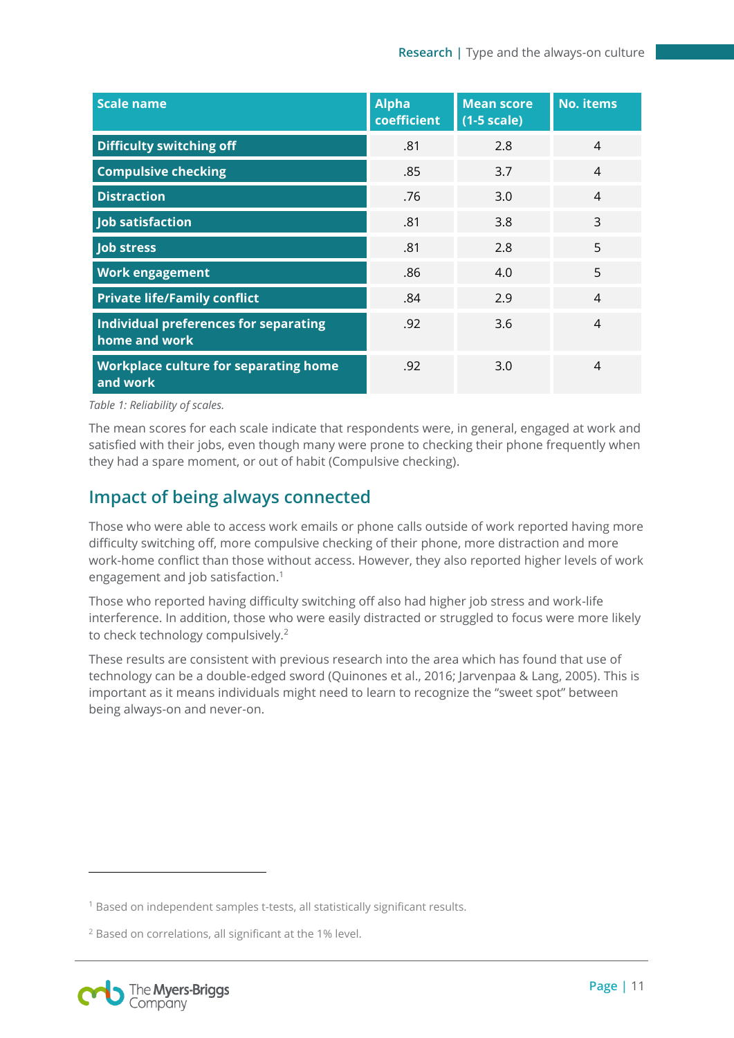| Scale name | Alpha coefficient | Mean score (1-5 scale) | No. items |
|---|---|---|---|
| Difficulty switching off | .81 | 2.8 | 4 |
| Compulsive checking | .85 | 3.7 | 4 |
| Distraction | .76 | 3.0 | 4 |
| Job satisfaction | .81 | 3.8 | 3 |
| Job stress | .81 | 2.8 | 5 |
| Work engagement | .86 | 4.0 | 5 |
| Private life/Family conflict | .84 | 2.9 | 4 |
| Individual preferences for separating home and work | .92 | 3.6 | 4 |
| Workplace culture for separating home and work | .92 | 3.0 | 4 |

*Table 1: Reliability of scales.*

The mean scores for each scale indicate that respondents were, in general, engaged at work and satisfied with their jobs, even though many were prone to checking their phone frequently when they had a spare moment, or out of habit (Compulsive checking).

## Impact of being always connected

Those who were able to access work emails or phone calls outside of work reported having more difficulty switching off, more compulsive checking of their phone, more distraction and more work-home conflict than those without access. However, they also reported higher levels of work engagement and job satisfaction.[1]

Those who reported having difficulty switching off also had higher job stress and work-life interference. In addition, those who were easily distracted or struggled to focus were more likely to check technology compulsively.[2]

These results are consistent with previous research into the area which has found that use of technology can be a double-edged sword (Quinones et al., 2016; Jarvenpaa & Lang, 2005). This is important as it means individuals might need to learn to recognize the "sweet spot" between being always-on and never-on.

---

[1] Based on independent samples t-tests, all statistically significant results.

[2] Based on correlations, all significant at the 1% level.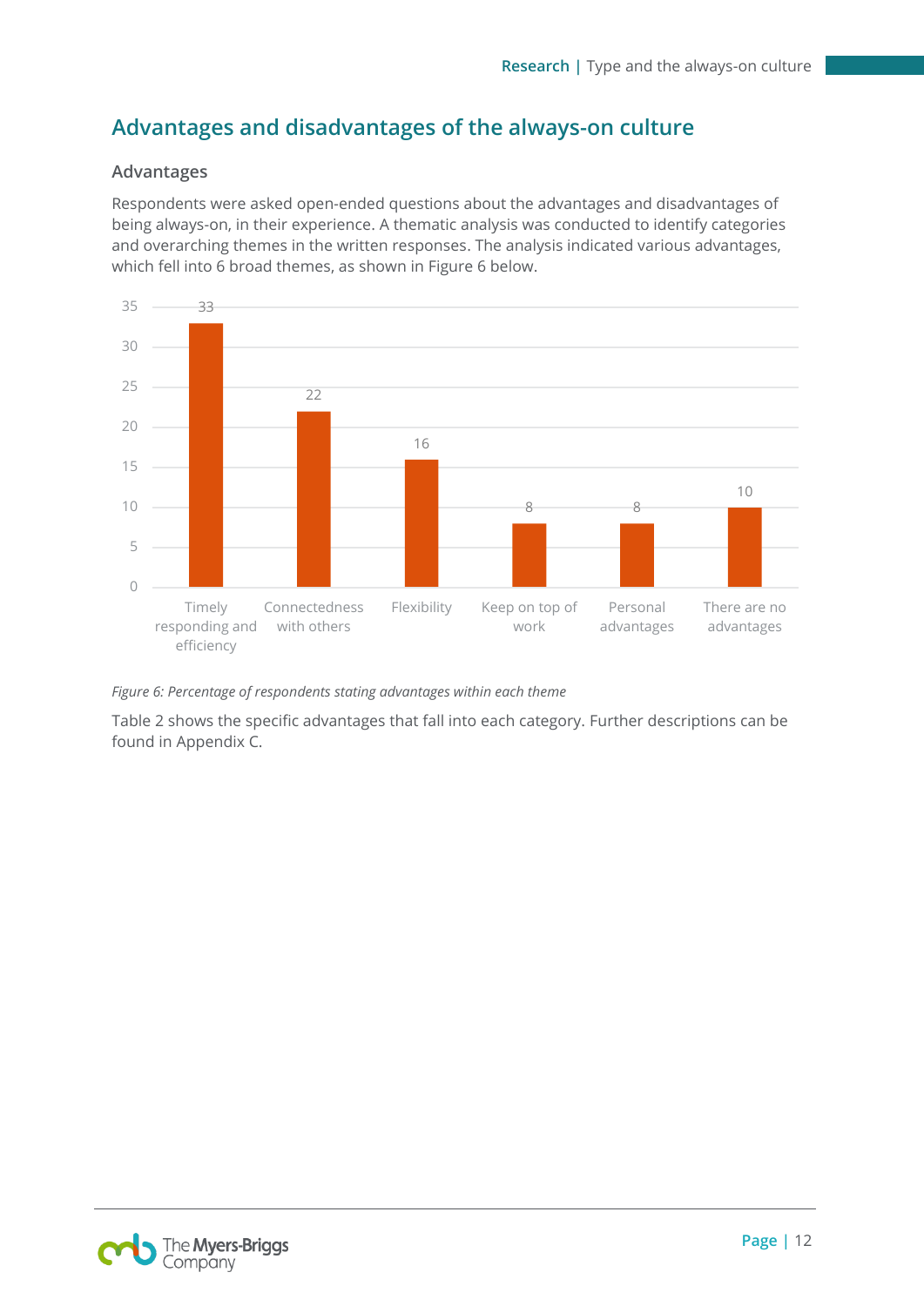## Advantages and disadvantages of the always-on culture

### Advantages

Respondents were asked open-ended questions about the advantages and disadvantages of being always-on, in their experience. A thematic analysis was conducted to identify categories and overarching themes in the written responses. The analysis indicated various advantages, which fell into 6 broad themes, as shown in Figure 6 below.

| Theme | Percentage |
|---|---|
| Timely responding and efficiency | 33 |
| Connectedness with others | 22 |
| Flexibility | 16 |
| Keep on top of work | 8 |
| Personal advantages | 8 |
| There are no advantages | 10 |

*Figure 6: Percentage of respondents stating advantages within each theme*

Table 2 shows the specific advantages that fall into each category. Further descriptions can be found in Appendix C.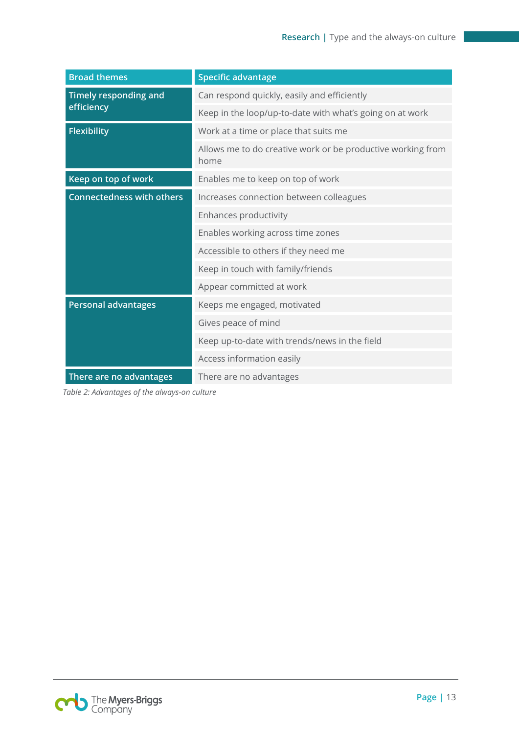| Broad themes | Specific advantage |
|---|---|
| Timely responding and efficiency | Can respond quickly, easily and efficiently |
| | Keep in the loop/up-to-date with what's going on at work |
| Flexibility | Work at a time or place that suits me |
| | Allows me to do creative work or be productive working from home |
| Keep on top of work | Enables me to keep on top of work |
| Connectedness with others | Increases connection between colleagues |
| | Enhances productivity |
| | Enables working across time zones |
| | Accessible to others if they need me |
| | Keep in touch with family/friends |
| | Appear committed at work |
| Personal advantages | Keeps me engaged, motivated |
| | Gives peace of mind |
| | Keep up-to-date with trends/news in the field |
| | Access information easily |
| There are no advantages | There are no advantages |

*Table 2: Advantages of the always-on culture*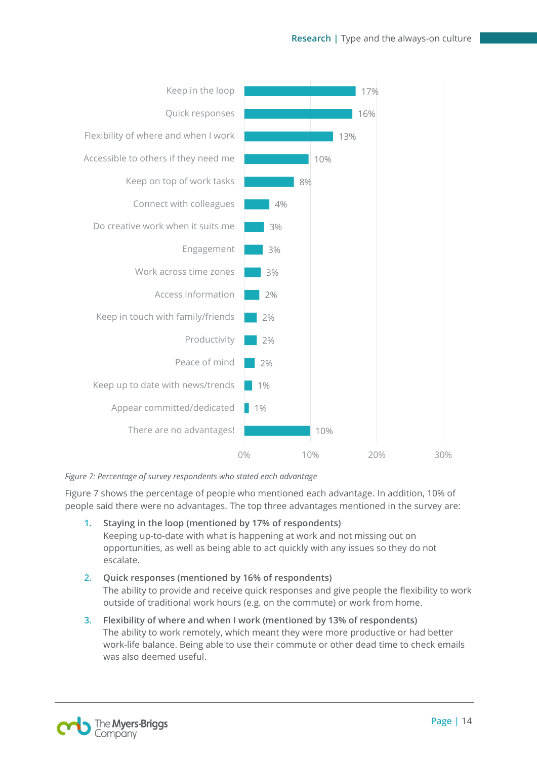| Advantage | Percentage |
|---|---|
| Keep in the loop | 17% |
| Quick responses | 16% |
| Flexibility of where and when I work | 13% |
| Accessible to others if they need me | 10% |
| Keep on top of work tasks | 8% |
| Connect with colleagues | 4% |
| Do creative work when it suits me | 3% |
| Engagement | 3% |
| Work across time zones | 3% |
| Access information | 2% |
| Keep in touch with family/friends | 2% |
| Productivity | 2% |
| Peace of mind | 2% |
| Keep up to date with news/trends | 1% |
| Appear committed/dedicated | 1% |
| There are no advantages! | 10% |

*Figure 7: Percentage of survey respondents who stated each advantage*

Figure 7 shows the percentage of people who mentioned each advantage. In addition, 10% of people said there were no advantages. The top three advantages mentioned in the survey are:

1. **Staying in the loop (mentioned by 17% of respondents)**
   Keeping up-to-date with what is happening at work and not missing out on opportunities, as well as being able to act quickly with any issues so they do not escalate.

2. **Quick responses (mentioned by 16% of respondents)**
   The ability to provide and receive quick responses and give people the flexibility to work outside of traditional work hours (e.g. on the commute) or work from home.

3. **Flexibility of where and when I work (mentioned by 13% of respondents)**
   The ability to work remotely, which meant they were more productive or had better work-life balance. Being able to use their commute or other dead time to check emails was also deemed useful.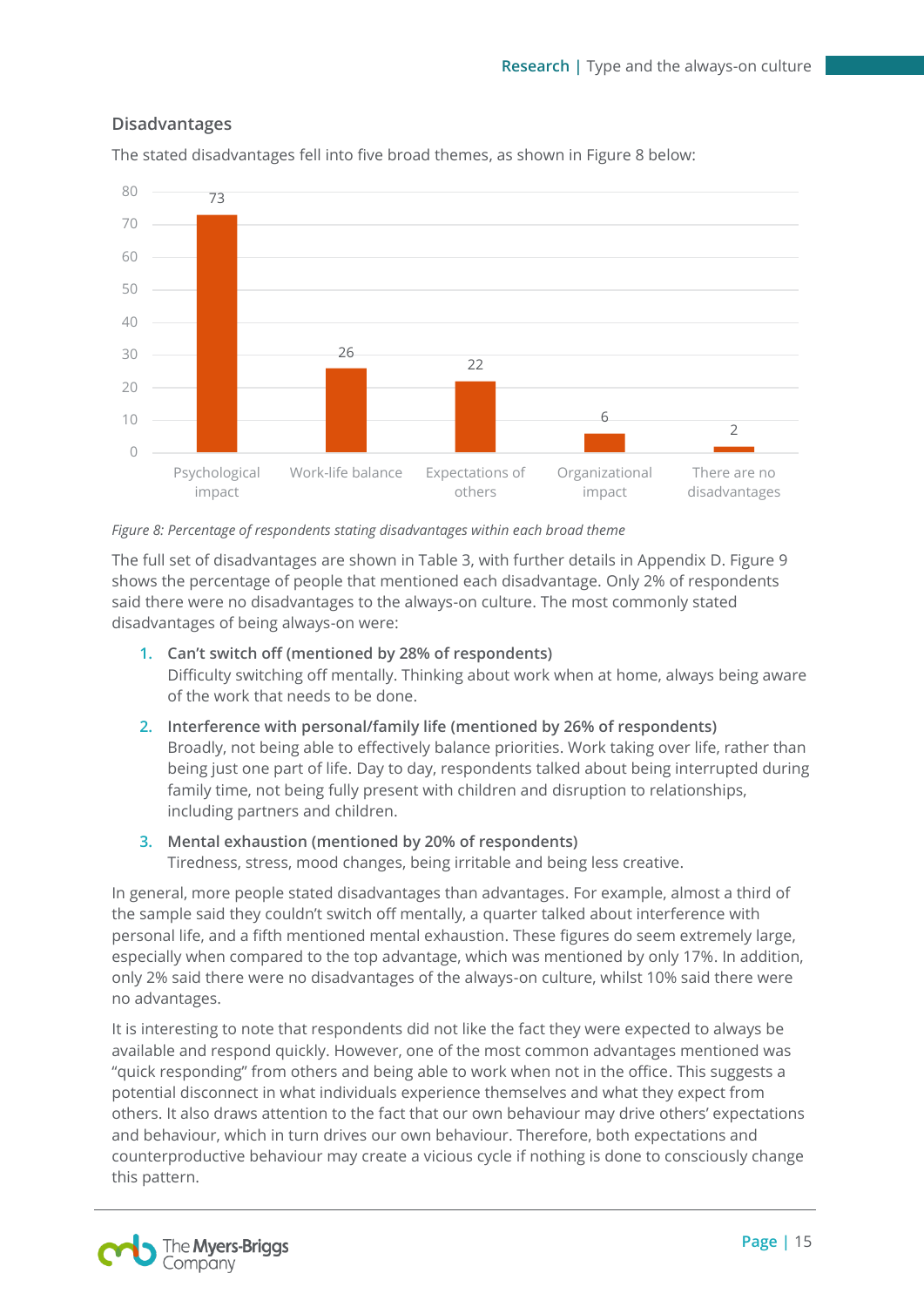### Disadvantages

The stated disadvantages fell into five broad themes, as shown in Figure 8 below:

| Theme | Percentage |
|---|---|
| Psychological impact | 73 |
| Work-life balance | 26 |
| Expectations of others | 22 |
| Organizational impact | 6 |
| There are no disadvantages | 2 |

*Figure 8: Percentage of respondents stating disadvantages within each broad theme*

The full set of disadvantages are shown in Table 3, with further details in Appendix D. Figure 9 shows the percentage of people that mentioned each disadvantage. Only 2% of respondents said there were no disadvantages to the always-on culture. The most commonly stated disadvantages of being always-on were:

1. **Can't switch off (mentioned by 28% of respondents)**
   Difficulty switching off mentally. Thinking about work when at home, always being aware of the work that needs to be done.
2. **Interference with personal/family life (mentioned by 26% of respondents)**
   Broadly, not being able to effectively balance priorities. Work taking over life, rather than being just one part of life. Day to day, respondents talked about being interrupted during family time, not being fully present with children and disruption to relationships, including partners and children.
3. **Mental exhaustion (mentioned by 20% of respondents)**
   Tiredness, stress, mood changes, being irritable and being less creative.

In general, more people stated disadvantages than advantages. For example, almost a third of the sample said they couldn't switch off mentally, a quarter talked about interference with personal life, and a fifth mentioned mental exhaustion. These figures do seem extremely large, especially when compared to the top advantage, which was mentioned by only 17%. In addition, only 2% said there were no disadvantages of the always-on culture, whilst 10% said there were no advantages.

It is interesting to note that respondents did not like the fact they were expected to always be available and respond quickly. However, one of the most common advantages mentioned was "quick responding" from others and being able to work when not in the office. This suggests a potential disconnect in what individuals experience themselves and what they expect from others. It also draws attention to the fact that our own behaviour may drive others' expectations and behaviour, which in turn drives our own behaviour. Therefore, both expectations and counterproductive behaviour may create a vicious cycle if nothing is done to consciously change this pattern.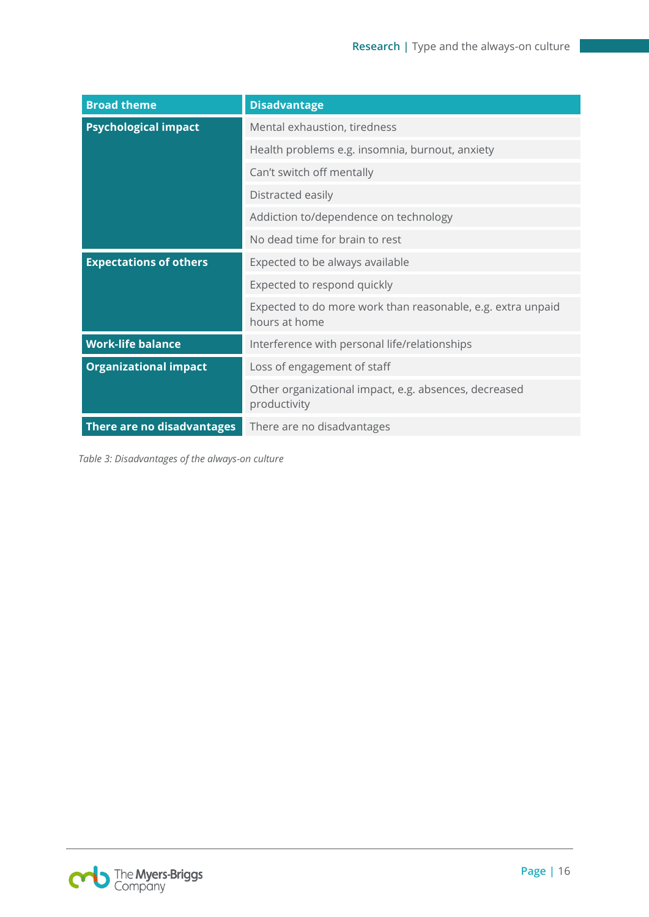| Broad theme | Disadvantage |
|---|---|
| Psychological impact | Mental exhaustion, tiredness |
| | Health problems e.g. insomnia, burnout, anxiety |
| | Can't switch off mentally |
| | Distracted easily |
| | Addiction to/dependence on technology |
| | No dead time for brain to rest |
| Expectations of others | Expected to be always available |
| | Expected to respond quickly |
| | Expected to do more work than reasonable, e.g. extra unpaid hours at home |
| Work-life balance | Interference with personal life/relationships |
| Organizational impact | Loss of engagement of staff |
| | Other organizational impact, e.g. absences, decreased productivity |
| There are no disadvantages | There are no disadvantages |

*Table 3: Disadvantages of the always-on culture*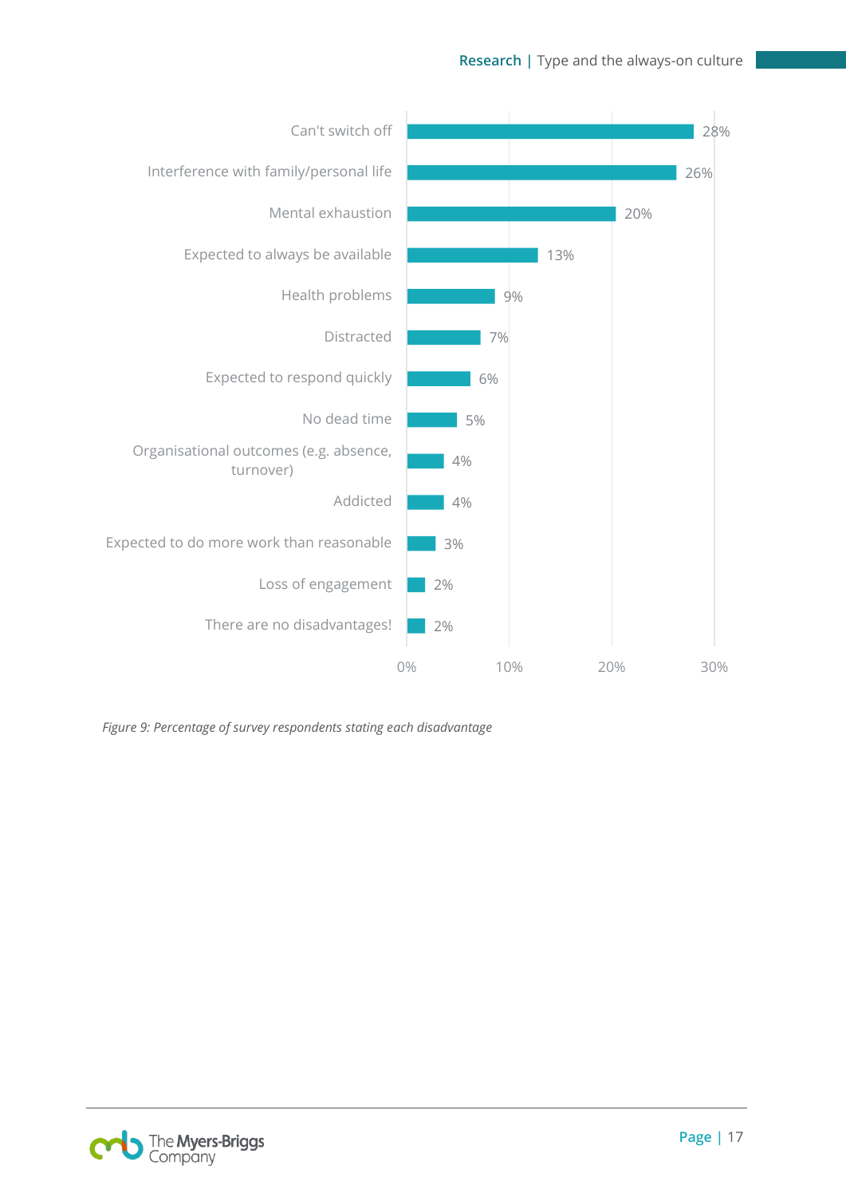| Disadvantage | Percentage |
| --- | --- |
| Can't switch off | 28% |
| Interference with family/personal life | 26% |
| Mental exhaustion | 20% |
| Expected to always be available | 13% |
| Health problems | 9% |
| Distracted | 7% |
| Expected to respond quickly | 6% |
| No dead time | 5% |
| Organisational outcomes (e.g. absence, turnover) | 4% |
| Addicted | 4% |
| Expected to do more work than reasonable | 3% |
| Loss of engagement | 2% |
| There are no disadvantages! | 2% |

*Figure 9: Percentage of survey respondents stating each disadvantage*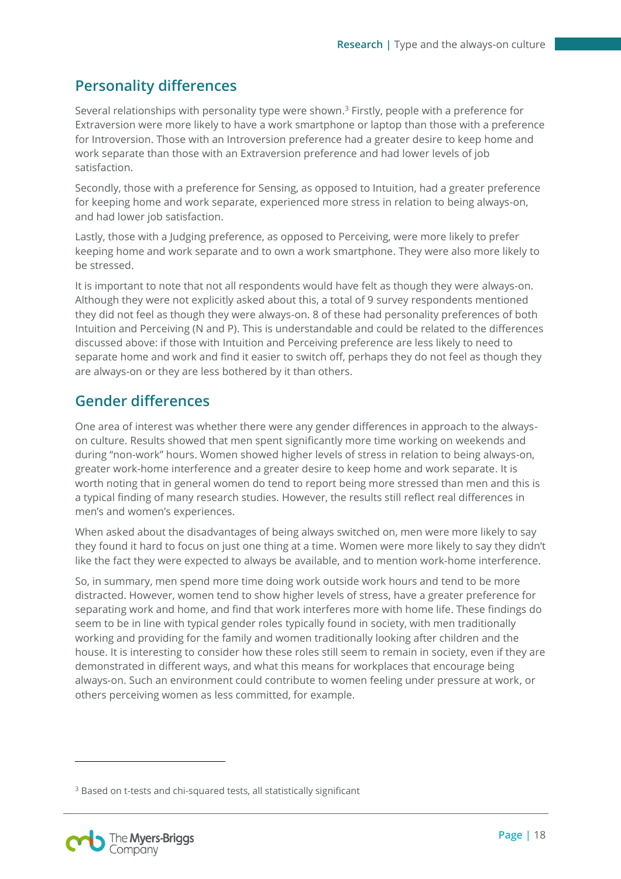## Personality differences

Several relationships with personality type were shown.[3] Firstly, people with a preference for Extraversion were more likely to have a work smartphone or laptop than those with a preference for Introversion. Those with an Introversion preference had a greater desire to keep home and work separate than those with an Extraversion preference and had lower levels of job satisfaction.

Secondly, those with a preference for Sensing, as opposed to Intuition, had a greater preference for keeping home and work separate, experienced more stress in relation to being always-on, and had lower job satisfaction.

Lastly, those with a Judging preference, as opposed to Perceiving, were more likely to prefer keeping home and work separate and to own a work smartphone. They were also more likely to be stressed.

It is important to note that not all respondents would have felt as though they were always-on. Although they were not explicitly asked about this, a total of 9 survey respondents mentioned they did not feel as though they were always-on. 8 of these had personality preferences of both Intuition and Perceiving (N and P). This is understandable and could be related to the differences discussed above: if those with Intuition and Perceiving preference are less likely to need to separate home and work and find it easier to switch off, perhaps they do not feel as though they are always-on or they are less bothered by it than others.

## Gender differences

One area of interest was whether there were any gender differences in approach to the always-on culture. Results showed that men spent significantly more time working on weekends and during "non-work" hours. Women showed higher levels of stress in relation to being always-on, greater work-home interference and a greater desire to keep home and work separate. It is worth noting that in general women do tend to report being more stressed than men and this is a typical finding of many research studies. However, the results still reflect real differences in men's and women's experiences.

When asked about the disadvantages of being always switched on, men were more likely to say they found it hard to focus on just one thing at a time. Women were more likely to say they didn't like the fact they were expected to always be available, and to mention work-home interference.

So, in summary, men spend more time doing work outside work hours and tend to be more distracted. However, women tend to show higher levels of stress, have a greater preference for separating work and home, and find that work interferes more with home life. These findings do seem to be in line with typical gender roles typically found in society, with men traditionally working and providing for the family and women traditionally looking after children and the house. It is interesting to consider how these roles still seem to remain in society, even if they are demonstrated in different ways, and what this means for workplaces that encourage being always-on. Such an environment could contribute to women feeling under pressure at work, or others perceiving women as less committed, for example.

---

[3] Based on t-tests and chi-squared tests, all statistically significant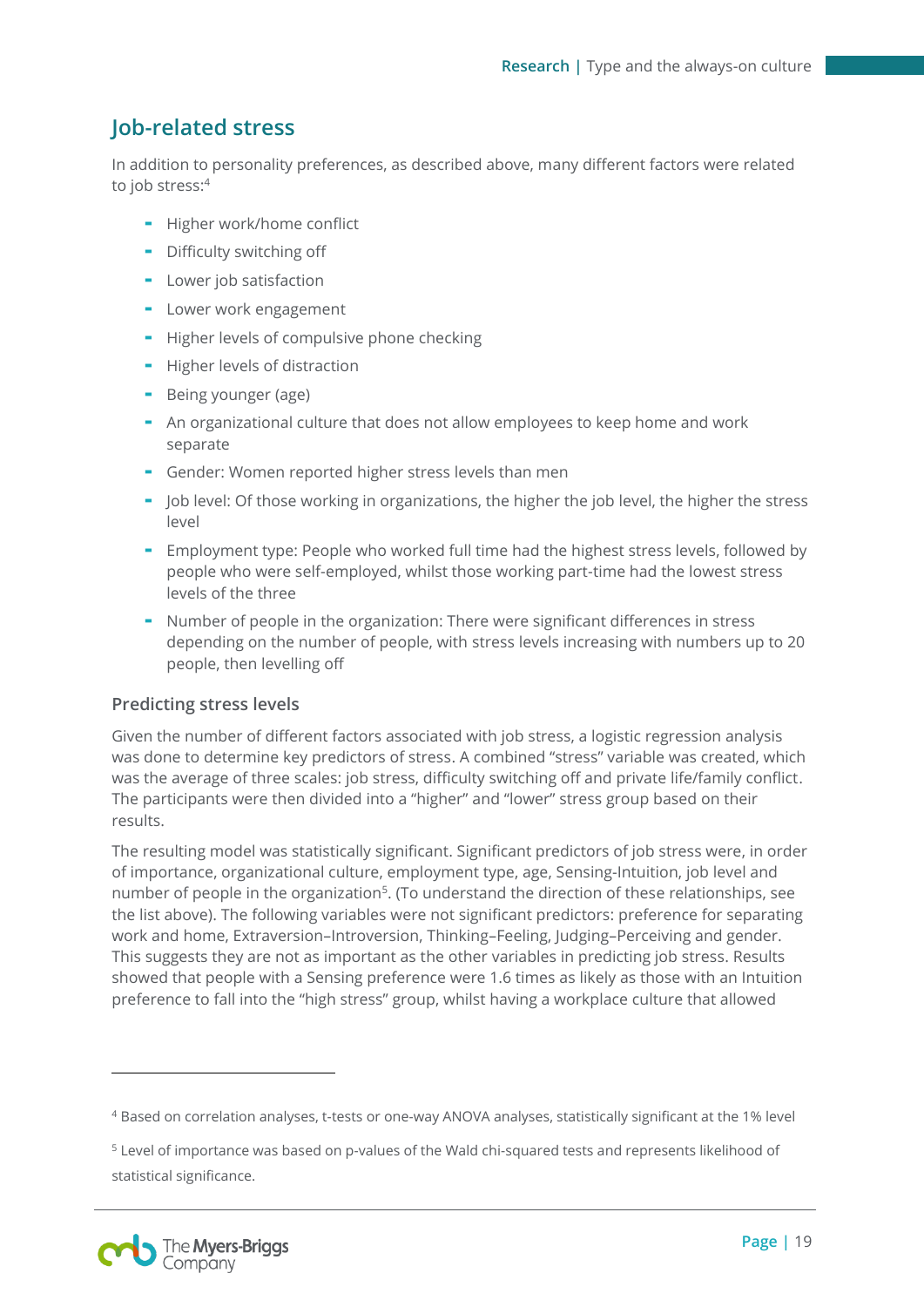## Job-related stress

In addition to personality preferences, as described above, many different factors were related to job stress:[4]

- Higher work/home conflict
- Difficulty switching off
- Lower job satisfaction
- Lower work engagement
- Higher levels of compulsive phone checking
- Higher levels of distraction
- Being younger (age)
- An organizational culture that does not allow employees to keep home and work separate
- Gender: Women reported higher stress levels than men
- Job level: Of those working in organizations, the higher the job level, the higher the stress level
- Employment type: People who worked full time had the highest stress levels, followed by people who were self-employed, whilst those working part-time had the lowest stress levels of the three
- Number of people in the organization: There were significant differences in stress depending on the number of people, with stress levels increasing with numbers up to 20 people, then levelling off

### Predicting stress levels

Given the number of different factors associated with job stress, a logistic regression analysis was done to determine key predictors of stress. A combined "stress" variable was created, which was the average of three scales: job stress, difficulty switching off and private life/family conflict. The participants were then divided into a "higher" and "lower" stress group based on their results.

The resulting model was statistically significant. Significant predictors of job stress were, in order of importance, organizational culture, employment type, age, Sensing-Intuition, job level and number of people in the organization[5]. (To understand the direction of these relationships, see the list above). The following variables were not significant predictors: preference for separating work and home, Extraversion–Introversion, Thinking–Feeling, Judging–Perceiving and gender. This suggests they are not as important as the other variables in predicting job stress. Results showed that people with a Sensing preference were 1.6 times as likely as those with an Intuition preference to fall into the "high stress" group, whilst having a workplace culture that allowed

---

[4] Based on correlation analyses, t-tests or one-way ANOVA analyses, statistically significant at the 1% level

[5] Level of importance was based on p-values of the Wald chi-squared tests and represents likelihood of statistical significance.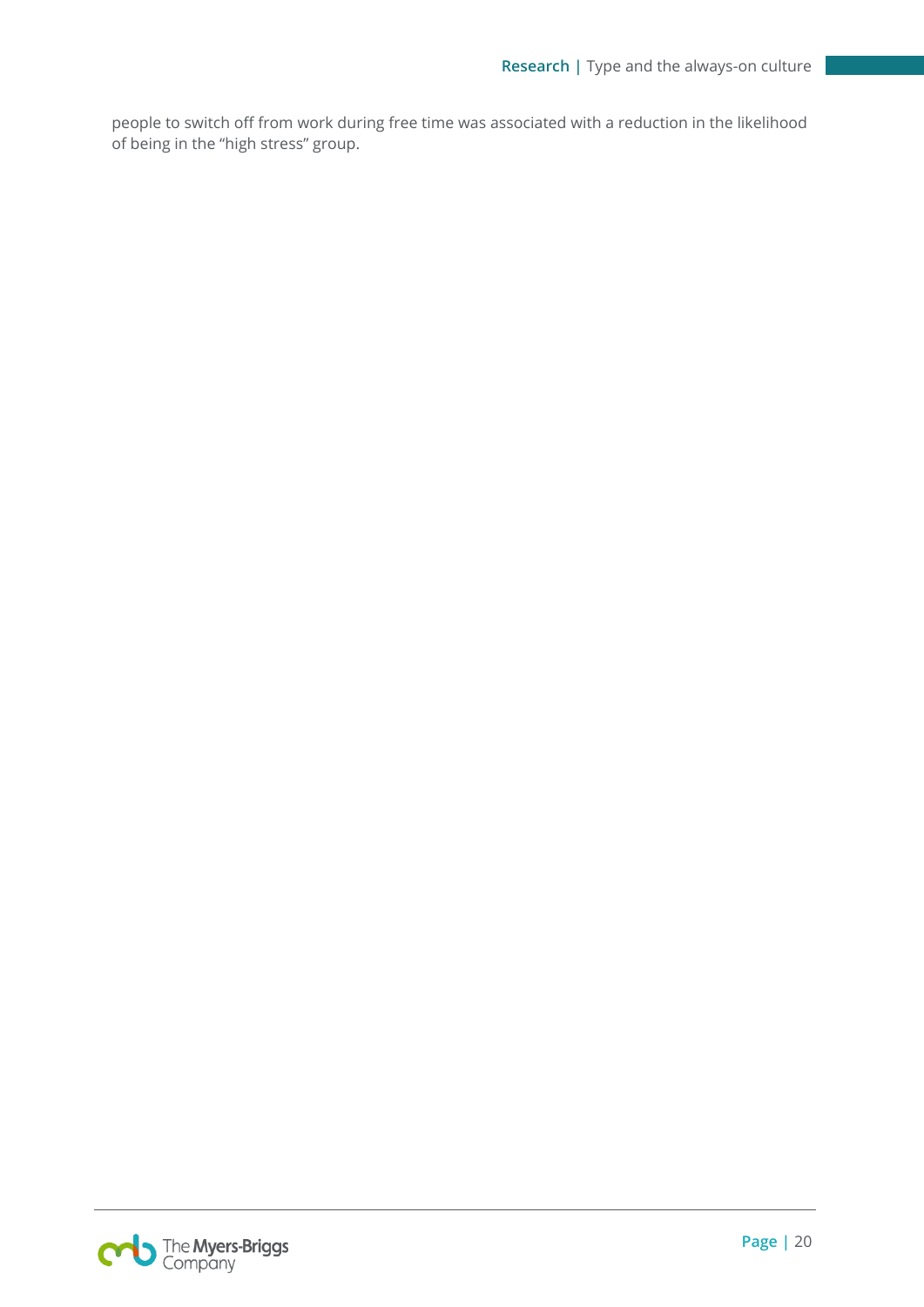people to switch off from work during free time was associated with a reduction in the likelihood of being in the "high stress" group.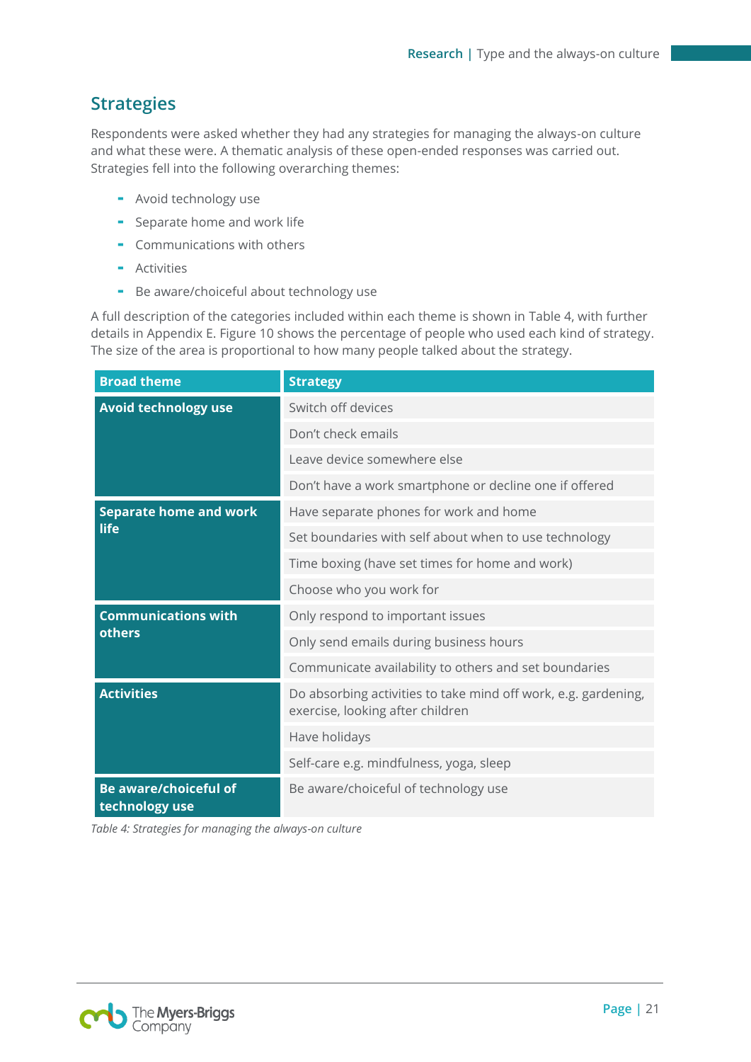## Strategies

Respondents were asked whether they had any strategies for managing the always-on culture and what these were. A thematic analysis of these open-ended responses was carried out. Strategies fell into the following overarching themes:

- Avoid technology use
- Separate home and work life
- Communications with others
- Activities
- Be aware/choiceful about technology use

A full description of the categories included within each theme is shown in Table 4, with further details in Appendix E. Figure 10 shows the percentage of people who used each kind of strategy. The size of the area is proportional to how many people talked about the strategy.

| Broad theme | Strategy |
|---|---|
| **Avoid technology use** | Switch off devices |
| | Don't check emails |
| | Leave device somewhere else |
| | Don't have a work smartphone or decline one if offered |
| **Separate home and work life** | Have separate phones for work and home |
| | Set boundaries with self about when to use technology |
| | Time boxing (have set times for home and work) |
| | Choose who you work for |
| **Communications with others** | Only respond to important issues |
| | Only send emails during business hours |
| | Communicate availability to others and set boundaries |
| **Activities** | Do absorbing activities to take mind off work, e.g. gardening, exercise, looking after children |
| | Have holidays |
| | Self-care e.g. mindfulness, yoga, sleep |
| **Be aware/choiceful of technology use** | Be aware/choiceful of technology use |

*Table 4: Strategies for managing the always-on culture*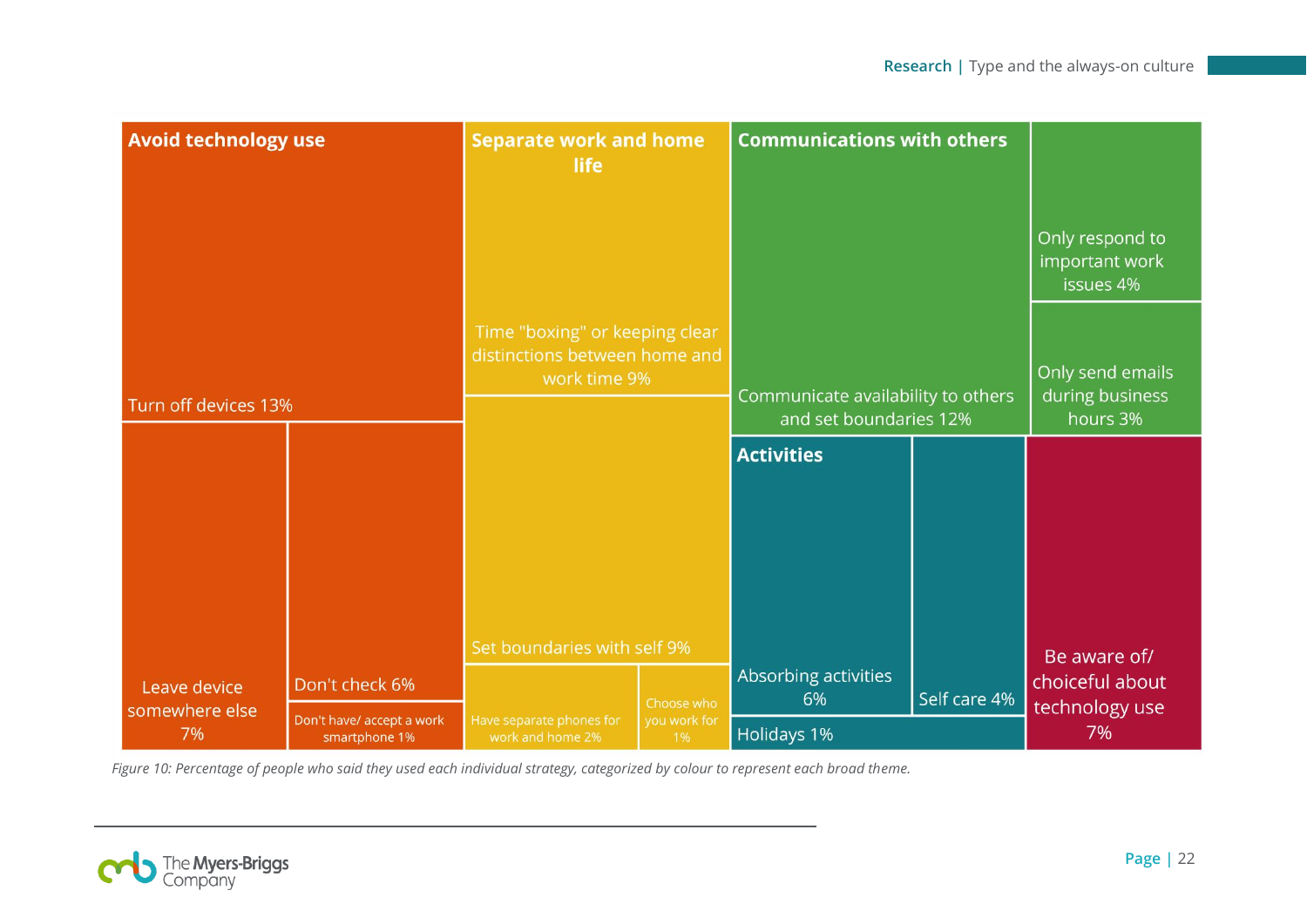**Avoid technology use**

- Turn off devices 13%
- Leave device somewhere else 7%
- Don't check 6%
- Don't have/ accept a work smartphone 1%

**Separate work and home life**

- Time "boxing" or keeping clear distinctions between home and work time 9%
- Set boundaries with self 9%
- Have separate phones for work and home 2%
- Choose who you work for 1%

**Communications with others**

- Communicate availability to others and set boundaries 12%
- Only respond to important work issues 4%
- Only send emails during business hours 3%

**Activities**

- Absorbing activities 6%
- Self care 4%
- Holidays 1%

Be aware of/ choiceful about technology use 7%

*Figure 10: Percentage of people who said they used each individual strategy, categorized by colour to represent each broad theme.*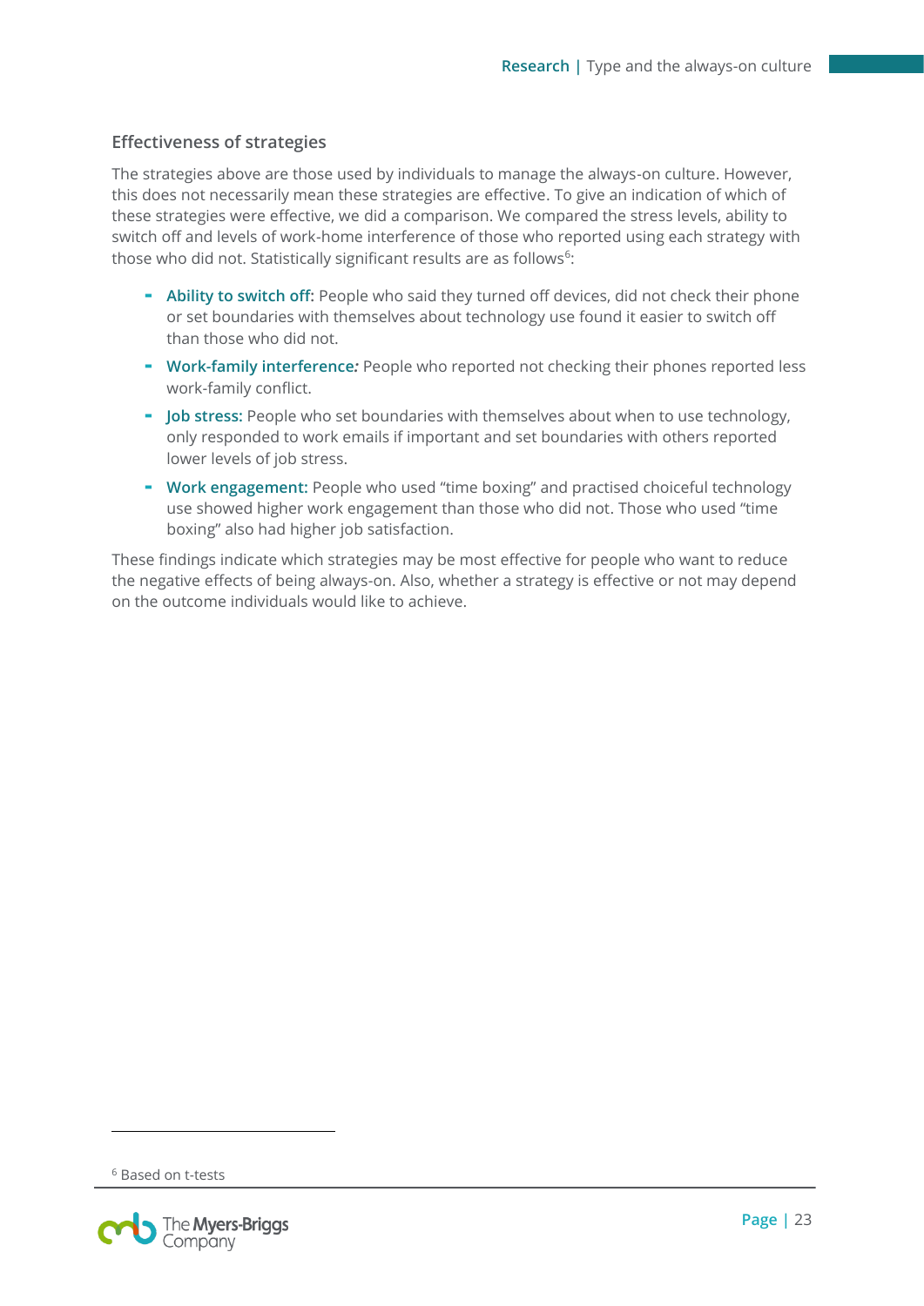### Effectiveness of strategies

The strategies above are those used by individuals to manage the always-on culture. However, this does not necessarily mean these strategies are effective. To give an indication of which of these strategies were effective, we did a comparison. We compared the stress levels, ability to switch off and levels of work-home interference of those who reported using each strategy with those who did not. Statistically significant results are as follows[6]:

- **Ability to switch off**: People who said they turned off devices, did not check their phone or set boundaries with themselves about technology use found it easier to switch off than those who did not.
- **Work-family interference*:*** People who reported not checking their phones reported less work-family conflict.
- **Job stress:** People who set boundaries with themselves about when to use technology, only responded to work emails if important and set boundaries with others reported lower levels of job stress.
- **Work engagement:** People who used "time boxing" and practised choiceful technology use showed higher work engagement than those who did not. Those who used "time boxing" also had higher job satisfaction.

These findings indicate which strategies may be most effective for people who want to reduce the negative effects of being always-on. Also, whether a strategy is effective or not may depend on the outcome individuals would like to achieve.

---

[6] Based on t-tests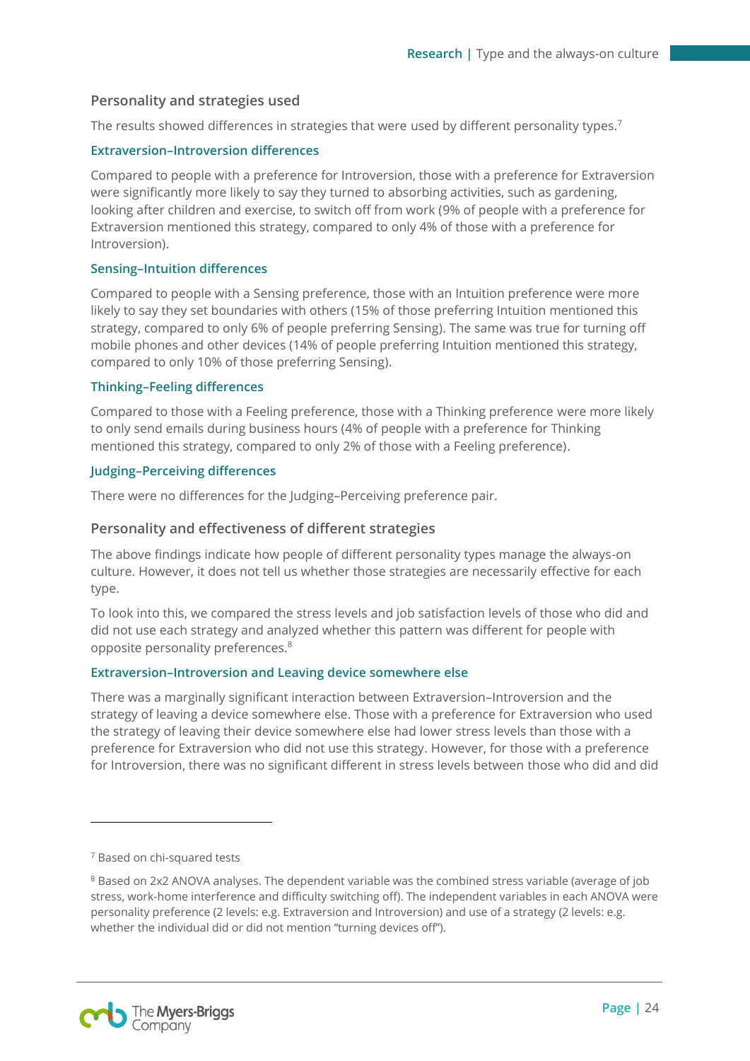## Personality and strategies used

The results showed differences in strategies that were used by different personality types.[7]

### Extraversion–Introversion differences

Compared to people with a preference for Introversion, those with a preference for Extraversion were significantly more likely to say they turned to absorbing activities, such as gardening, looking after children and exercise, to switch off from work (9% of people with a preference for Extraversion mentioned this strategy, compared to only 4% of those with a preference for Introversion).

### Sensing–Intuition differences

Compared to people with a Sensing preference, those with an Intuition preference were more likely to say they set boundaries with others (15% of those preferring Intuition mentioned this strategy, compared to only 6% of people preferring Sensing). The same was true for turning off mobile phones and other devices (14% of people preferring Intuition mentioned this strategy, compared to only 10% of those preferring Sensing).

### Thinking–Feeling differences

Compared to those with a Feeling preference, those with a Thinking preference were more likely to only send emails during business hours (4% of people with a preference for Thinking mentioned this strategy, compared to only 2% of those with a Feeling preference).

### Judging–Perceiving differences

There were no differences for the Judging–Perceiving preference pair.

## Personality and effectiveness of different strategies

The above findings indicate how people of different personality types manage the always-on culture. However, it does not tell us whether those strategies are necessarily effective for each type.

To look into this, we compared the stress levels and job satisfaction levels of those who did and did not use each strategy and analyzed whether this pattern was different for people with opposite personality preferences.[8]

### Extraversion–Introversion and Leaving device somewhere else

There was a marginally significant interaction between Extraversion–Introversion and the strategy of leaving a device somewhere else. Those with a preference for Extraversion who used the strategy of leaving their device somewhere else had lower stress levels than those with a preference for Extraversion who did not use this strategy. However, for those with a preference for Introversion, there was no significant different in stress levels between those who did and did

---

[7] Based on chi-squared tests

[8] Based on 2x2 ANOVA analyses. The dependent variable was the combined stress variable (average of job stress, work-home interference and difficulty switching off). The independent variables in each ANOVA were personality preference (2 levels: e.g. Extraversion and Introversion) and use of a strategy (2 levels: e.g. whether the individual did or did not mention "turning devices off").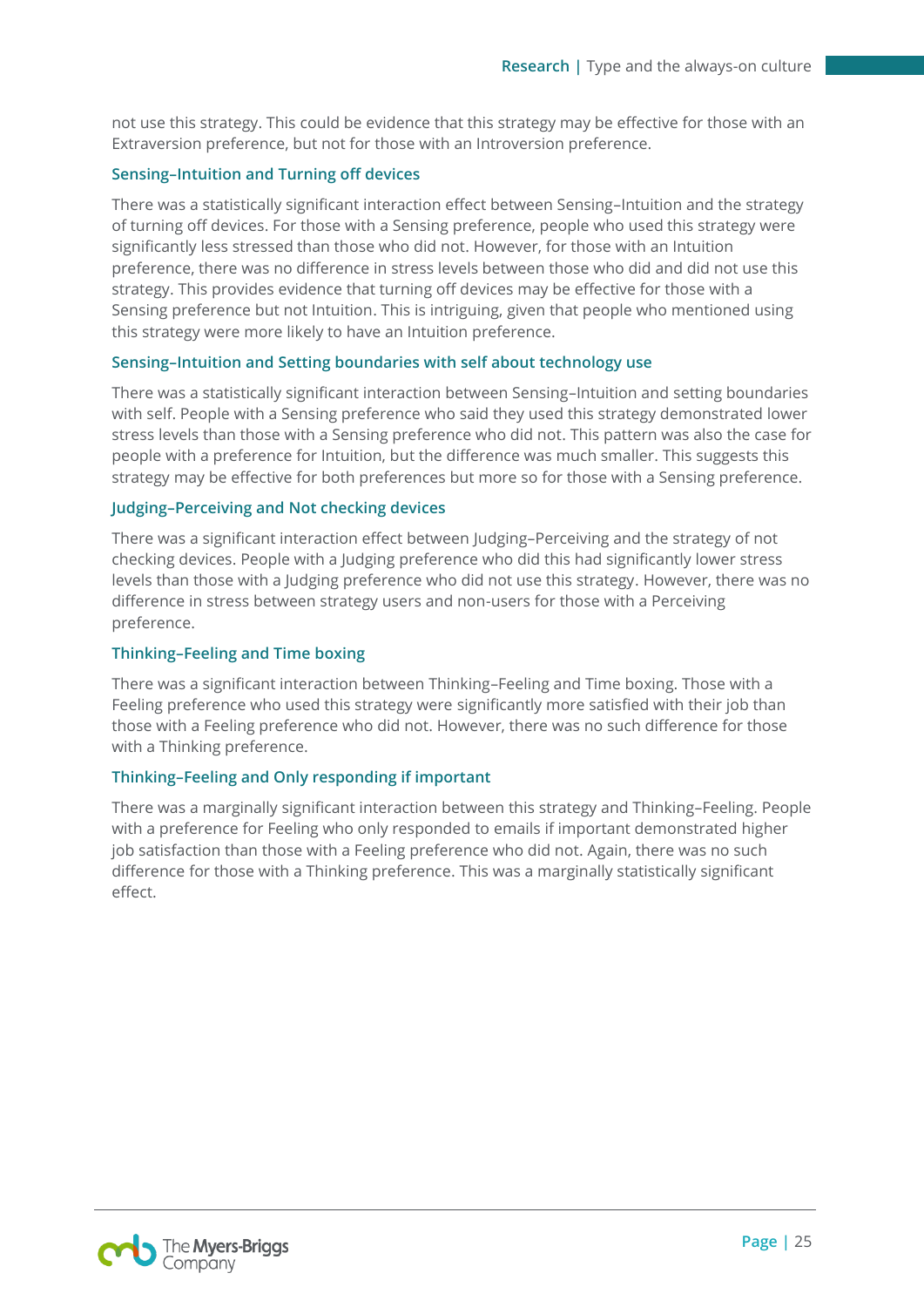not use this strategy. This could be evidence that this strategy may be effective for those with an Extraversion preference, but not for those with an Introversion preference.

### Sensing–Intuition and Turning off devices

There was a statistically significant interaction effect between Sensing–Intuition and the strategy of turning off devices. For those with a Sensing preference, people who used this strategy were significantly less stressed than those who did not. However, for those with an Intuition preference, there was no difference in stress levels between those who did and did not use this strategy. This provides evidence that turning off devices may be effective for those with a Sensing preference but not Intuition. This is intriguing, given that people who mentioned using this strategy were more likely to have an Intuition preference.

### Sensing–Intuition and Setting boundaries with self about technology use

There was a statistically significant interaction between Sensing–Intuition and setting boundaries with self. People with a Sensing preference who said they used this strategy demonstrated lower stress levels than those with a Sensing preference who did not. This pattern was also the case for people with a preference for Intuition, but the difference was much smaller. This suggests this strategy may be effective for both preferences but more so for those with a Sensing preference.

### Judging–Perceiving and Not checking devices

There was a significant interaction effect between Judging–Perceiving and the strategy of not checking devices. People with a Judging preference who did this had significantly lower stress levels than those with a Judging preference who did not use this strategy. However, there was no difference in stress between strategy users and non-users for those with a Perceiving preference.

### Thinking–Feeling and Time boxing

There was a significant interaction between Thinking–Feeling and Time boxing. Those with a Feeling preference who used this strategy were significantly more satisfied with their job than those with a Feeling preference who did not. However, there was no such difference for those with a Thinking preference.

### Thinking–Feeling and Only responding if important

There was a marginally significant interaction between this strategy and Thinking–Feeling. People with a preference for Feeling who only responded to emails if important demonstrated higher job satisfaction than those with a Feeling preference who did not. Again, there was no such difference for those with a Thinking preference. This was a marginally statistically significant effect.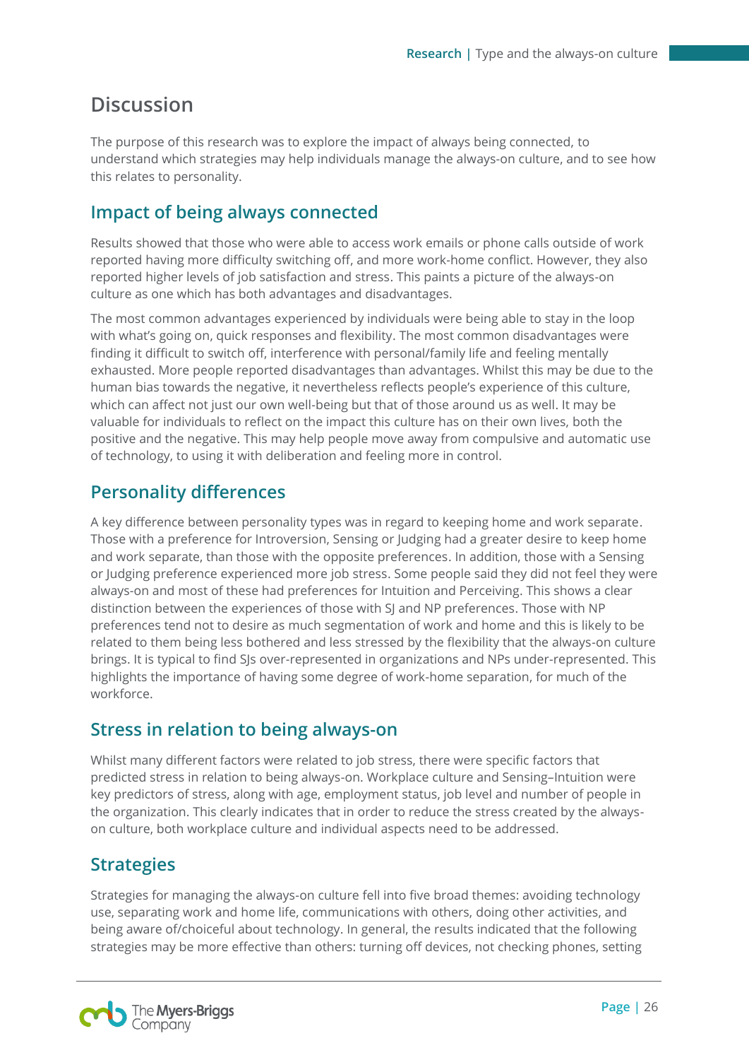# Discussion

The purpose of this research was to explore the impact of always being connected, to understand which strategies may help individuals manage the always-on culture, and to see how this relates to personality.

## Impact of being always connected

Results showed that those who were able to access work emails or phone calls outside of work reported having more difficulty switching off, and more work-home conflict. However, they also reported higher levels of job satisfaction and stress. This paints a picture of the always-on culture as one which has both advantages and disadvantages.

The most common advantages experienced by individuals were being able to stay in the loop with what's going on, quick responses and flexibility. The most common disadvantages were finding it difficult to switch off, interference with personal/family life and feeling mentally exhausted. More people reported disadvantages than advantages. Whilst this may be due to the human bias towards the negative, it nevertheless reflects people's experience of this culture, which can affect not just our own well-being but that of those around us as well. It may be valuable for individuals to reflect on the impact this culture has on their own lives, both the positive and the negative. This may help people move away from compulsive and automatic use of technology, to using it with deliberation and feeling more in control.

## Personality differences

A key difference between personality types was in regard to keeping home and work separate. Those with a preference for Introversion, Sensing or Judging had a greater desire to keep home and work separate, than those with the opposite preferences. In addition, those with a Sensing or Judging preference experienced more job stress. Some people said they did not feel they were always-on and most of these had preferences for Intuition and Perceiving. This shows a clear distinction between the experiences of those with SJ and NP preferences. Those with NP preferences tend not to desire as much segmentation of work and home and this is likely to be related to them being less bothered and less stressed by the flexibility that the always-on culture brings. It is typical to find SJs over-represented in organizations and NPs under-represented. This highlights the importance of having some degree of work-home separation, for much of the workforce.

## Stress in relation to being always-on

Whilst many different factors were related to job stress, there were specific factors that predicted stress in relation to being always-on. Workplace culture and Sensing–Intuition were key predictors of stress, along with age, employment status, job level and number of people in the organization. This clearly indicates that in order to reduce the stress created by the always-on culture, both workplace culture and individual aspects need to be addressed.

## Strategies

Strategies for managing the always-on culture fell into five broad themes: avoiding technology use, separating work and home life, communications with others, doing other activities, and being aware of/choiceful about technology. In general, the results indicated that the following strategies may be more effective than others: turning off devices, not checking phones, setting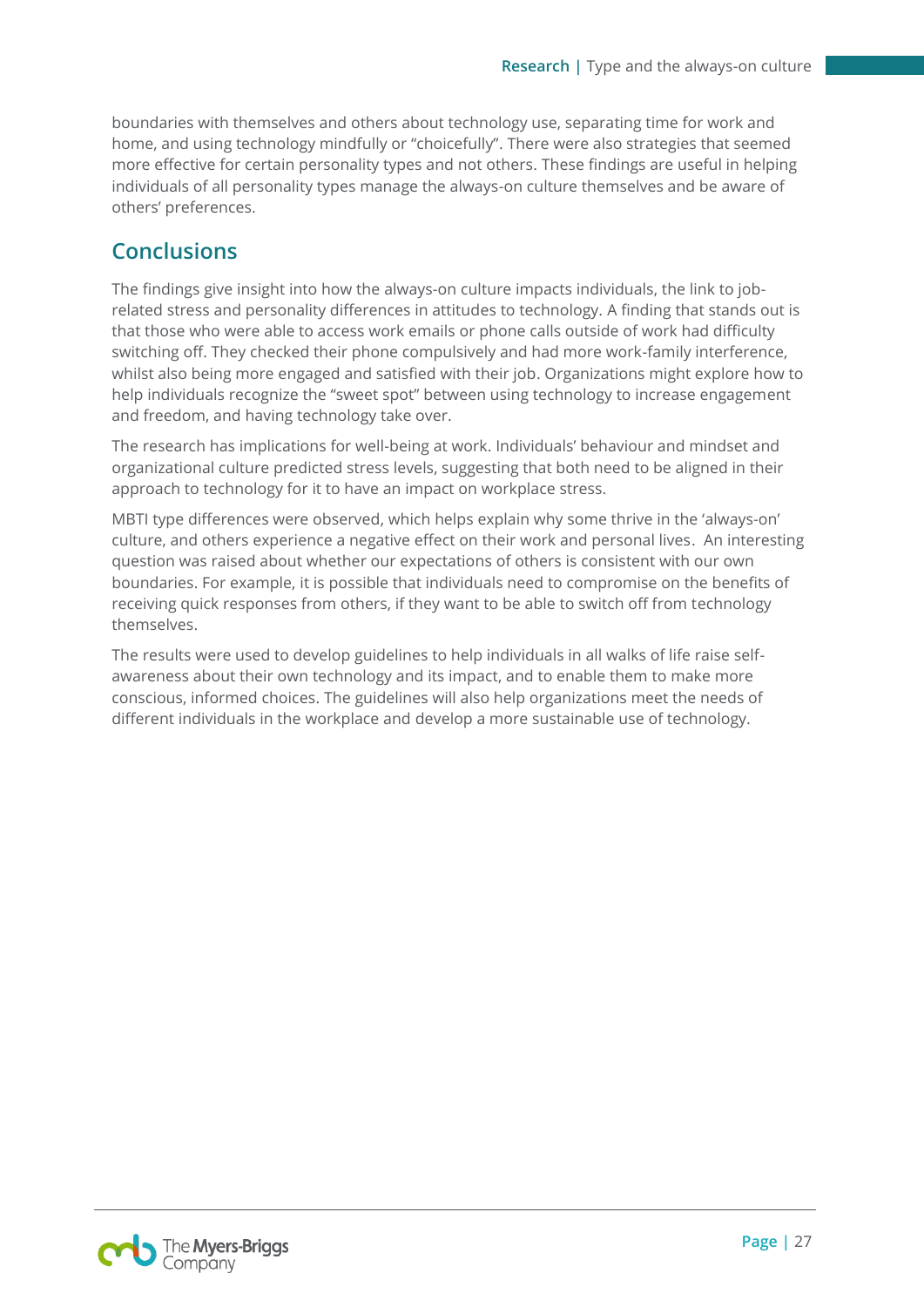boundaries with themselves and others about technology use, separating time for work and home, and using technology mindfully or "choicefully". There were also strategies that seemed more effective for certain personality types and not others. These findings are useful in helping individuals of all personality types manage the always-on culture themselves and be aware of others' preferences.

## Conclusions

The findings give insight into how the always-on culture impacts individuals, the link to job-related stress and personality differences in attitudes to technology. A finding that stands out is that those who were able to access work emails or phone calls outside of work had difficulty switching off. They checked their phone compulsively and had more work-family interference, whilst also being more engaged and satisfied with their job. Organizations might explore how to help individuals recognize the "sweet spot" between using technology to increase engagement and freedom, and having technology take over.

The research has implications for well-being at work. Individuals' behaviour and mindset and organizational culture predicted stress levels, suggesting that both need to be aligned in their approach to technology for it to have an impact on workplace stress.

MBTI type differences were observed, which helps explain why some thrive in the 'always-on' culture, and others experience a negative effect on their work and personal lives. An interesting question was raised about whether our expectations of others is consistent with our own boundaries. For example, it is possible that individuals need to compromise on the benefits of receiving quick responses from others, if they want to be able to switch off from technology themselves.

The results were used to develop guidelines to help individuals in all walks of life raise self-awareness about their own technology and its impact, and to enable them to make more conscious, informed choices. The guidelines will also help organizations meet the needs of different individuals in the workplace and develop a more sustainable use of technology.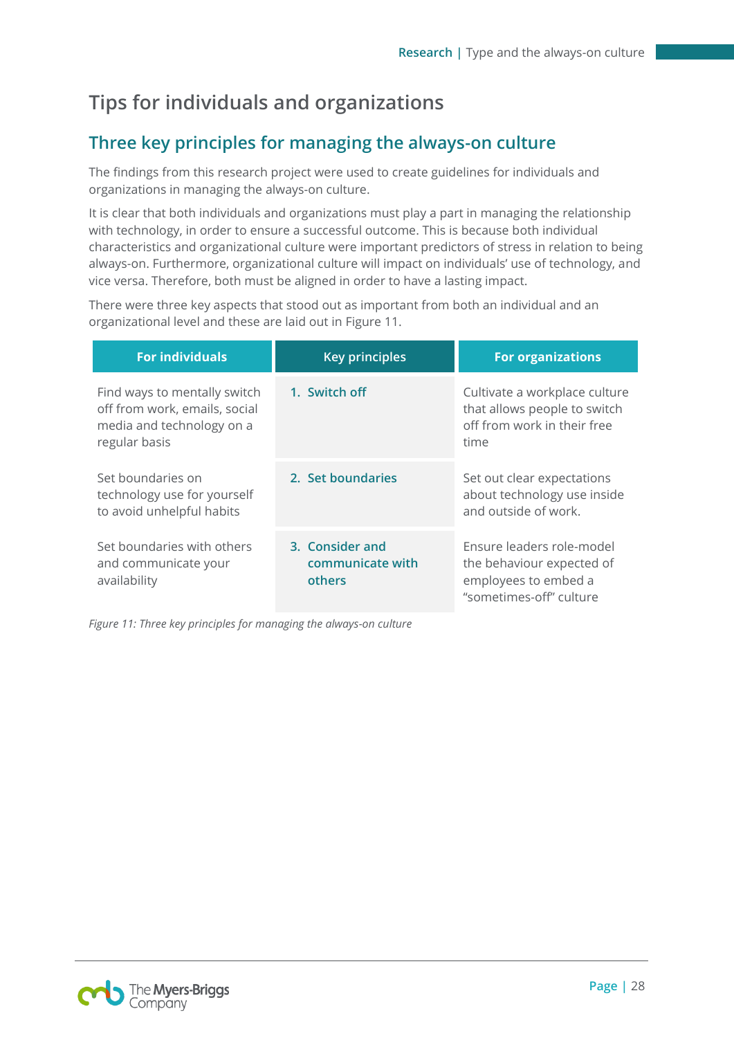# Tips for individuals and organizations

## Three key principles for managing the always-on culture

The findings from this research project were used to create guidelines for individuals and organizations in managing the always-on culture.

It is clear that both individuals and organizations must play a part in managing the relationship with technology, in order to ensure a successful outcome. This is because both individual characteristics and organizational culture were important predictors of stress in relation to being always-on. Furthermore, organizational culture will impact on individuals' use of technology, and vice versa. Therefore, both must be aligned in order to have a lasting impact.

There were three key aspects that stood out as important from both an individual and an organizational level and these are laid out in Figure 11.

| For individuals | Key principles | For organizations |
| --- | --- | --- |
| Find ways to mentally switch off from work, emails, social media and technology on a regular basis | 1. Switch off | Cultivate a workplace culture that allows people to switch off from work in their free time |
| Set boundaries on technology use for yourself to avoid unhelpful habits | 2. Set boundaries | Set out clear expectations about technology use inside and outside of work. |
| Set boundaries with others and communicate your availability | 3. Consider and communicate with others | Ensure leaders role-model the behaviour expected of employees to embed a "sometimes-off" culture |

*Figure 11: Three key principles for managing the always-on culture*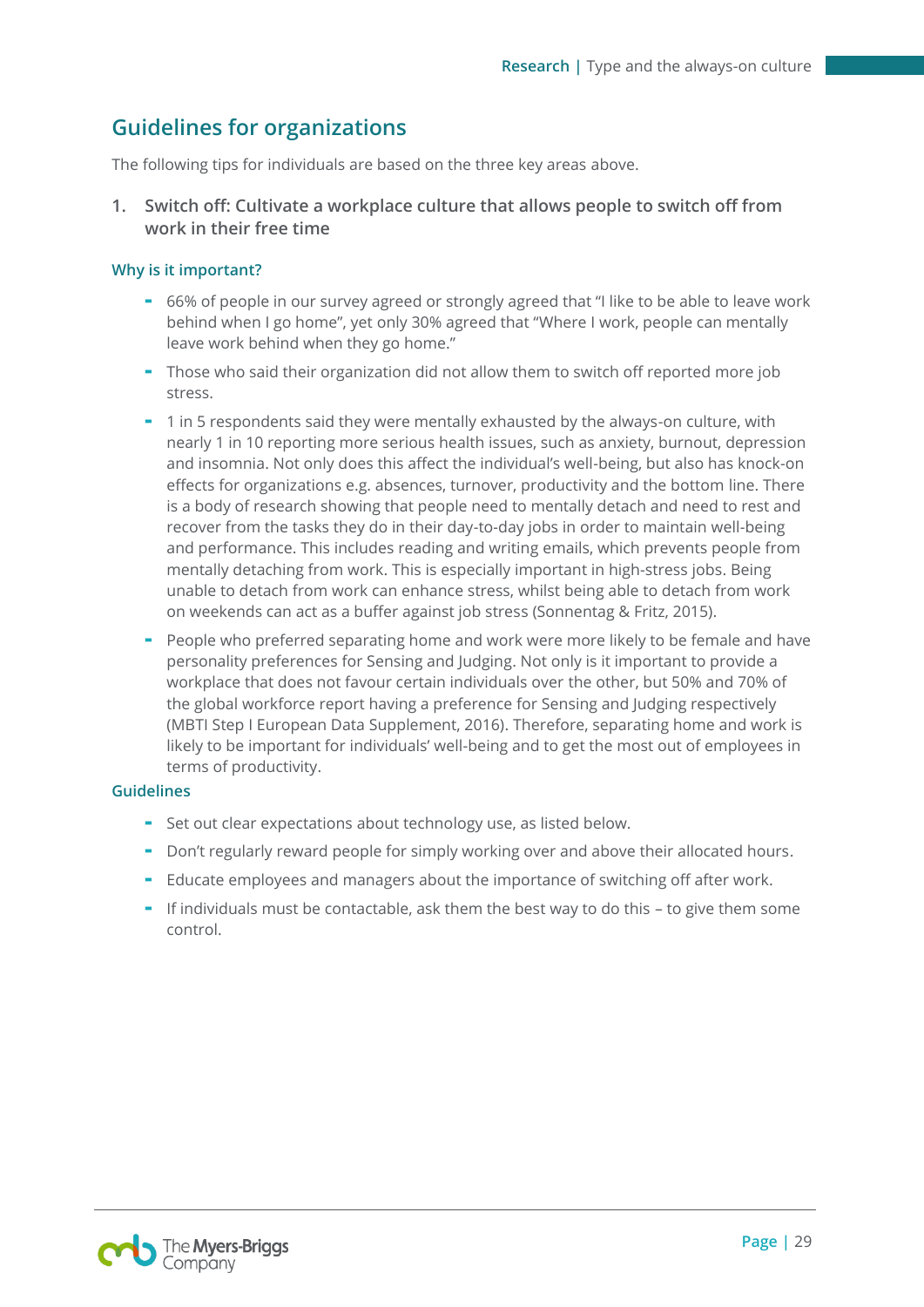## Guidelines for organizations

The following tips for individuals are based on the three key areas above.

1. **Switch off: Cultivate a workplace culture that allows people to switch off from work in their free time**

### Why is it important?

- 66% of people in our survey agreed or strongly agreed that "I like to be able to leave work behind when I go home", yet only 30% agreed that "Where I work, people can mentally leave work behind when they go home."
- Those who said their organization did not allow them to switch off reported more job stress.
- 1 in 5 respondents said they were mentally exhausted by the always-on culture, with nearly 1 in 10 reporting more serious health issues, such as anxiety, burnout, depression and insomnia. Not only does this affect the individual's well-being, but also has knock-on effects for organizations e.g. absences, turnover, productivity and the bottom line. There is a body of research showing that people need to mentally detach and need to rest and recover from the tasks they do in their day-to-day jobs in order to maintain well-being and performance. This includes reading and writing emails, which prevents people from mentally detaching from work. This is especially important in high-stress jobs. Being unable to detach from work can enhance stress, whilst being able to detach from work on weekends can act as a buffer against job stress (Sonnentag & Fritz, 2015).
- People who preferred separating home and work were more likely to be female and have personality preferences for Sensing and Judging. Not only is it important to provide a workplace that does not favour certain individuals over the other, but 50% and 70% of the global workforce report having a preference for Sensing and Judging respectively (MBTI Step I European Data Supplement, 2016). Therefore, separating home and work is likely to be important for individuals' well-being and to get the most out of employees in terms of productivity.

### Guidelines

- Set out clear expectations about technology use, as listed below.
- Don't regularly reward people for simply working over and above their allocated hours.
- Educate employees and managers about the importance of switching off after work.
- If individuals must be contactable, ask them the best way to do this – to give them some control.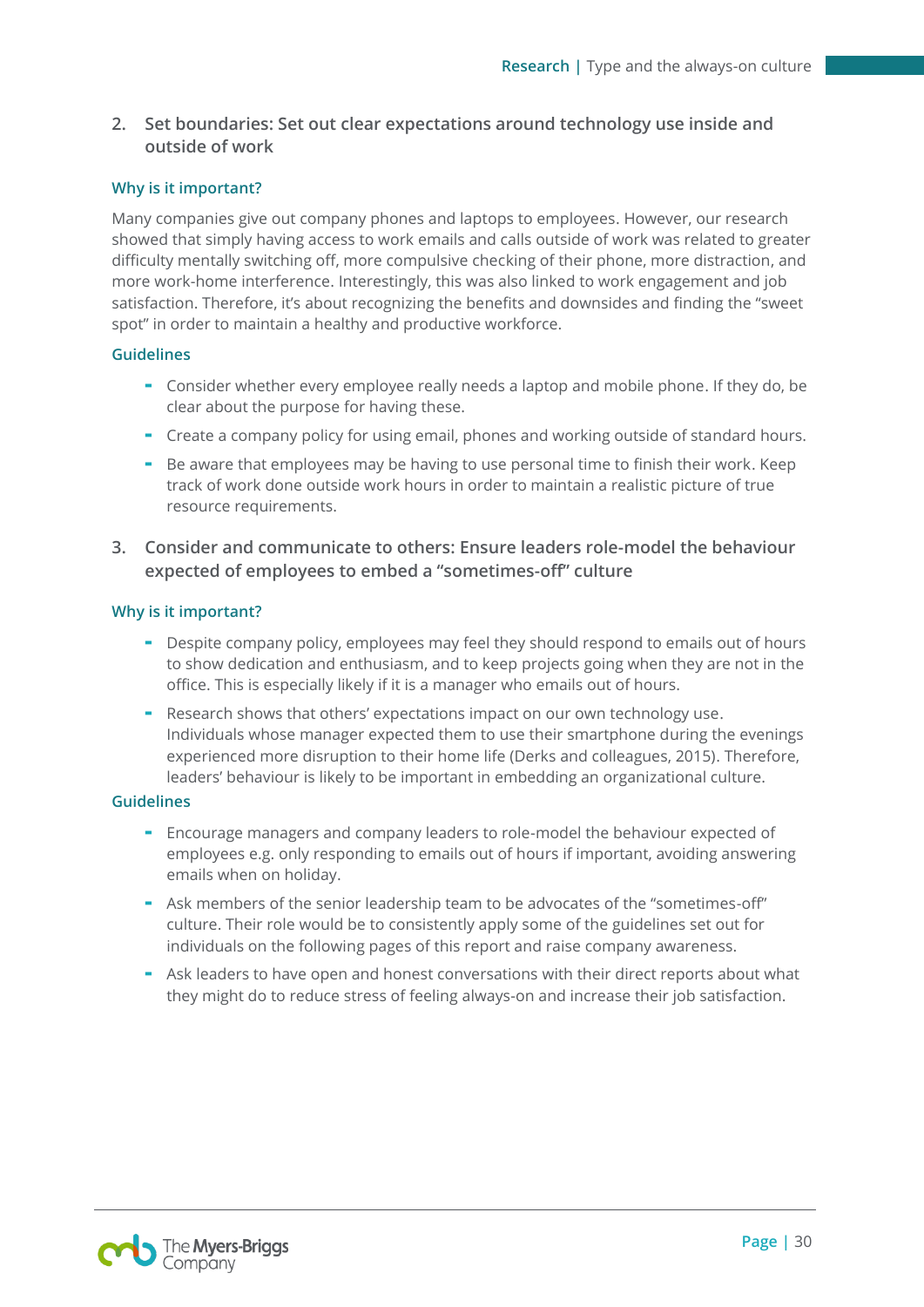## 2. Set boundaries: Set out clear expectations around technology use inside and outside of work

### Why is it important?

Many companies give out company phones and laptops to employees. However, our research showed that simply having access to work emails and calls outside of work was related to greater difficulty mentally switching off, more compulsive checking of their phone, more distraction, and more work-home interference. Interestingly, this was also linked to work engagement and job satisfaction. Therefore, it's about recognizing the benefits and downsides and finding the "sweet spot" in order to maintain a healthy and productive workforce.

### Guidelines

- Consider whether every employee really needs a laptop and mobile phone. If they do, be clear about the purpose for having these.
- Create a company policy for using email, phones and working outside of standard hours.
- Be aware that employees may be having to use personal time to finish their work. Keep track of work done outside work hours in order to maintain a realistic picture of true resource requirements.

## 3. Consider and communicate to others: Ensure leaders role-model the behaviour expected of employees to embed a "sometimes-off" culture

### Why is it important?

- Despite company policy, employees may feel they should respond to emails out of hours to show dedication and enthusiasm, and to keep projects going when they are not in the office. This is especially likely if it is a manager who emails out of hours.
- Research shows that others' expectations impact on our own technology use. Individuals whose manager expected them to use their smartphone during the evenings experienced more disruption to their home life (Derks and colleagues, 2015). Therefore, leaders' behaviour is likely to be important in embedding an organizational culture.

### Guidelines

- Encourage managers and company leaders to role-model the behaviour expected of employees e.g. only responding to emails out of hours if important, avoiding answering emails when on holiday.
- Ask members of the senior leadership team to be advocates of the "sometimes-off" culture. Their role would be to consistently apply some of the guidelines set out for individuals on the following pages of this report and raise company awareness.
- Ask leaders to have open and honest conversations with their direct reports about what they might do to reduce stress of feeling always-on and increase their job satisfaction.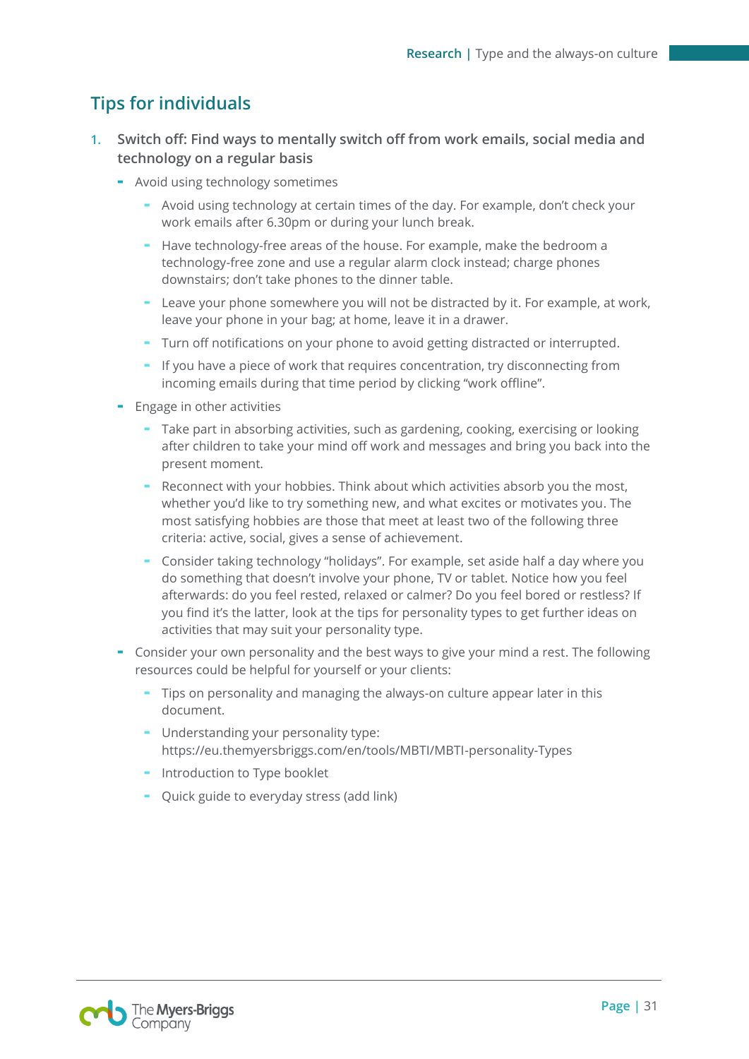## Tips for individuals

1. **Switch off: Find ways to mentally switch off from work emails, social media and technology on a regular basis**
   - Avoid using technology sometimes
     - Avoid using technology at certain times of the day. For example, don't check your work emails after 6.30pm or during your lunch break.
     - Have technology-free areas of the house. For example, make the bedroom a technology-free zone and use a regular alarm clock instead; charge phones downstairs; don't take phones to the dinner table.
     - Leave your phone somewhere you will not be distracted by it. For example, at work, leave your phone in your bag; at home, leave it in a drawer.
     - Turn off notifications on your phone to avoid getting distracted or interrupted.
     - If you have a piece of work that requires concentration, try disconnecting from incoming emails during that time period by clicking "work offline".
   - Engage in other activities
     - Take part in absorbing activities, such as gardening, cooking, exercising or looking after children to take your mind off work and messages and bring you back into the present moment.
     - Reconnect with your hobbies. Think about which activities absorb you the most, whether you'd like to try something new, and what excites or motivates you. The most satisfying hobbies are those that meet at least two of the following three criteria: active, social, gives a sense of achievement.
     - Consider taking technology "holidays". For example, set aside half a day where you do something that doesn't involve your phone, TV or tablet. Notice how you feel afterwards: do you feel rested, relaxed or calmer? Do you feel bored or restless? If you find it's the latter, look at the tips for personality types to get further ideas on activities that may suit your personality type.
   - Consider your own personality and the best ways to give your mind a rest. The following resources could be helpful for yourself or your clients:
     - Tips on personality and managing the always-on culture appear later in this document.
     - Understanding your personality type: https://eu.themyersbriggs.com/en/tools/MBTI/MBTI-personality-Types
     - Introduction to Type booklet
     - Quick guide to everyday stress (add link)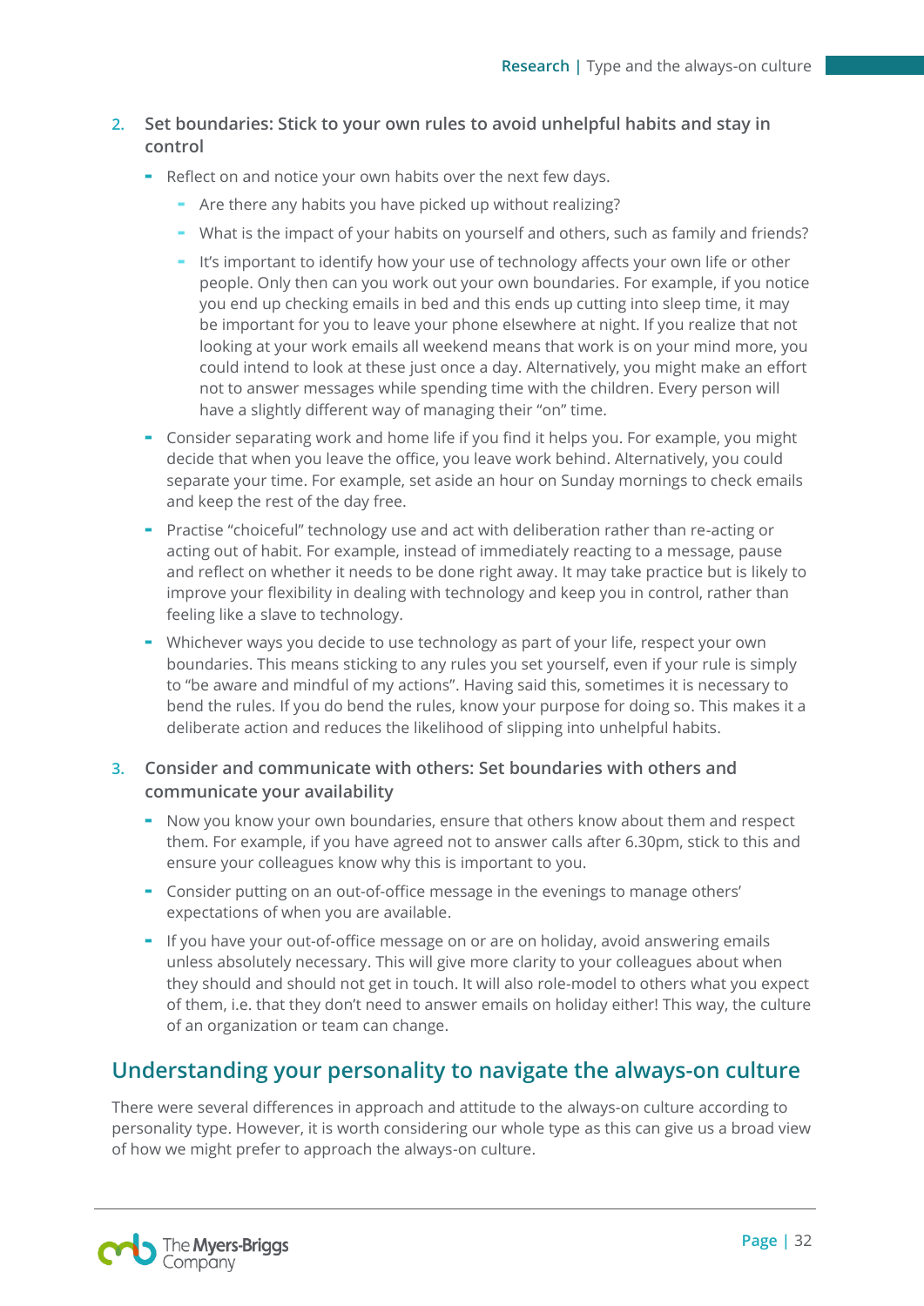2. **Set boundaries: Stick to your own rules to avoid unhelpful habits and stay in control**

   - Reflect on and notice your own habits over the next few days.
     - Are there any habits you have picked up without realizing?
     - What is the impact of your habits on yourself and others, such as family and friends?
     - It's important to identify how your use of technology affects your own life or other people. Only then can you work out your own boundaries. For example, if you notice you end up checking emails in bed and this ends up cutting into sleep time, it may be important for you to leave your phone elsewhere at night. If you realize that not looking at your work emails all weekend means that work is on your mind more, you could intend to look at these just once a day. Alternatively, you might make an effort not to answer messages while spending time with the children. Every person will have a slightly different way of managing their "on" time.
   - Consider separating work and home life if you find it helps you. For example, you might decide that when you leave the office, you leave work behind. Alternatively, you could separate your time. For example, set aside an hour on Sunday mornings to check emails and keep the rest of the day free.
   - Practise "choiceful" technology use and act with deliberation rather than re-acting or acting out of habit. For example, instead of immediately reacting to a message, pause and reflect on whether it needs to be done right away. It may take practice but is likely to improve your flexibility in dealing with technology and keep you in control, rather than feeling like a slave to technology.
   - Whichever ways you decide to use technology as part of your life, respect your own boundaries. This means sticking to any rules you set yourself, even if your rule is simply to "be aware and mindful of my actions". Having said this, sometimes it is necessary to bend the rules. If you do bend the rules, know your purpose for doing so. This makes it a deliberate action and reduces the likelihood of slipping into unhelpful habits.

3. **Consider and communicate with others: Set boundaries with others and communicate your availability**

   - Now you know your own boundaries, ensure that others know about them and respect them. For example, if you have agreed not to answer calls after 6.30pm, stick to this and ensure your colleagues know why this is important to you.
   - Consider putting on an out-of-office message in the evenings to manage others' expectations of when you are available.
   - If you have your out-of-office message on or are on holiday, avoid answering emails unless absolutely necessary. This will give more clarity to your colleagues about when they should and should not get in touch. It will also role-model to others what you expect of them, i.e. that they don't need to answer emails on holiday either! This way, the culture of an organization or team can change.

## Understanding your personality to navigate the always-on culture

There were several differences in approach and attitude to the always-on culture according to personality type. However, it is worth considering our whole type as this can give us a broad view of how we might prefer to approach the always-on culture.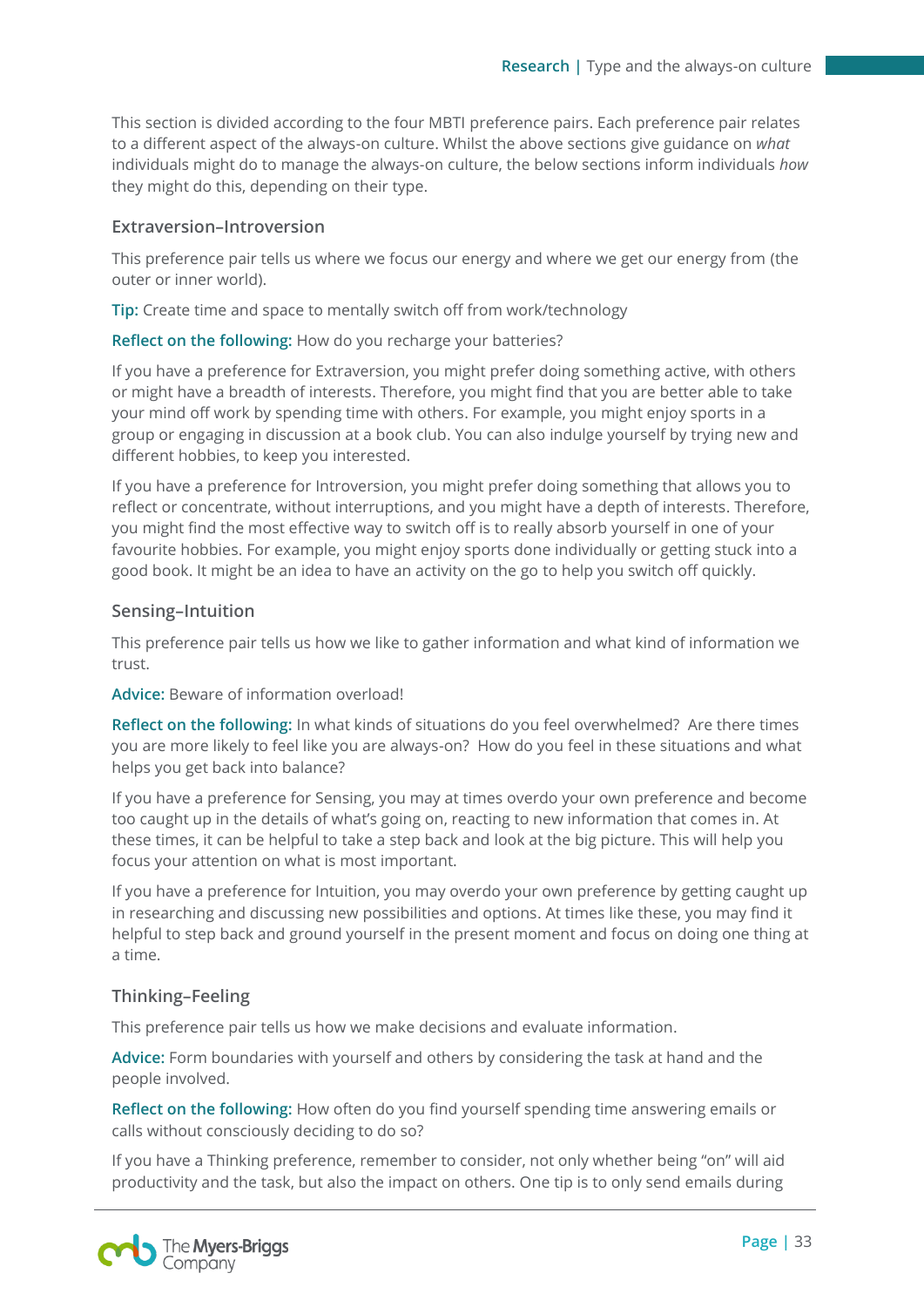This section is divided according to the four MBTI preference pairs. Each preference pair relates to a different aspect of the always-on culture. Whilst the above sections give guidance on *what* individuals might do to manage the always-on culture, the below sections inform individuals *how* they might do this, depending on their type.

### Extraversion–Introversion

This preference pair tells us where we focus our energy and where we get our energy from (the outer or inner world).

**Tip:** Create time and space to mentally switch off from work/technology

**Reflect on the following:** How do you recharge your batteries?

If you have a preference for Extraversion, you might prefer doing something active, with others or might have a breadth of interests. Therefore, you might find that you are better able to take your mind off work by spending time with others. For example, you might enjoy sports in a group or engaging in discussion at a book club. You can also indulge yourself by trying new and different hobbies, to keep you interested.

If you have a preference for Introversion, you might prefer doing something that allows you to reflect or concentrate, without interruptions, and you might have a depth of interests. Therefore, you might find the most effective way to switch off is to really absorb yourself in one of your favourite hobbies. For example, you might enjoy sports done individually or getting stuck into a good book. It might be an idea to have an activity on the go to help you switch off quickly.

### Sensing–Intuition

This preference pair tells us how we like to gather information and what kind of information we trust.

**Advice:** Beware of information overload!

**Reflect on the following:** In what kinds of situations do you feel overwhelmed? Are there times you are more likely to feel like you are always-on? How do you feel in these situations and what helps you get back into balance?

If you have a preference for Sensing, you may at times overdo your own preference and become too caught up in the details of what's going on, reacting to new information that comes in. At these times, it can be helpful to take a step back and look at the big picture. This will help you focus your attention on what is most important.

If you have a preference for Intuition, you may overdo your own preference by getting caught up in researching and discussing new possibilities and options. At times like these, you may find it helpful to step back and ground yourself in the present moment and focus on doing one thing at a time.

### Thinking–Feeling

This preference pair tells us how we make decisions and evaluate information.

**Advice:** Form boundaries with yourself and others by considering the task at hand and the people involved.

**Reflect on the following:** How often do you find yourself spending time answering emails or calls without consciously deciding to do so?

If you have a Thinking preference, remember to consider, not only whether being "on" will aid productivity and the task, but also the impact on others. One tip is to only send emails during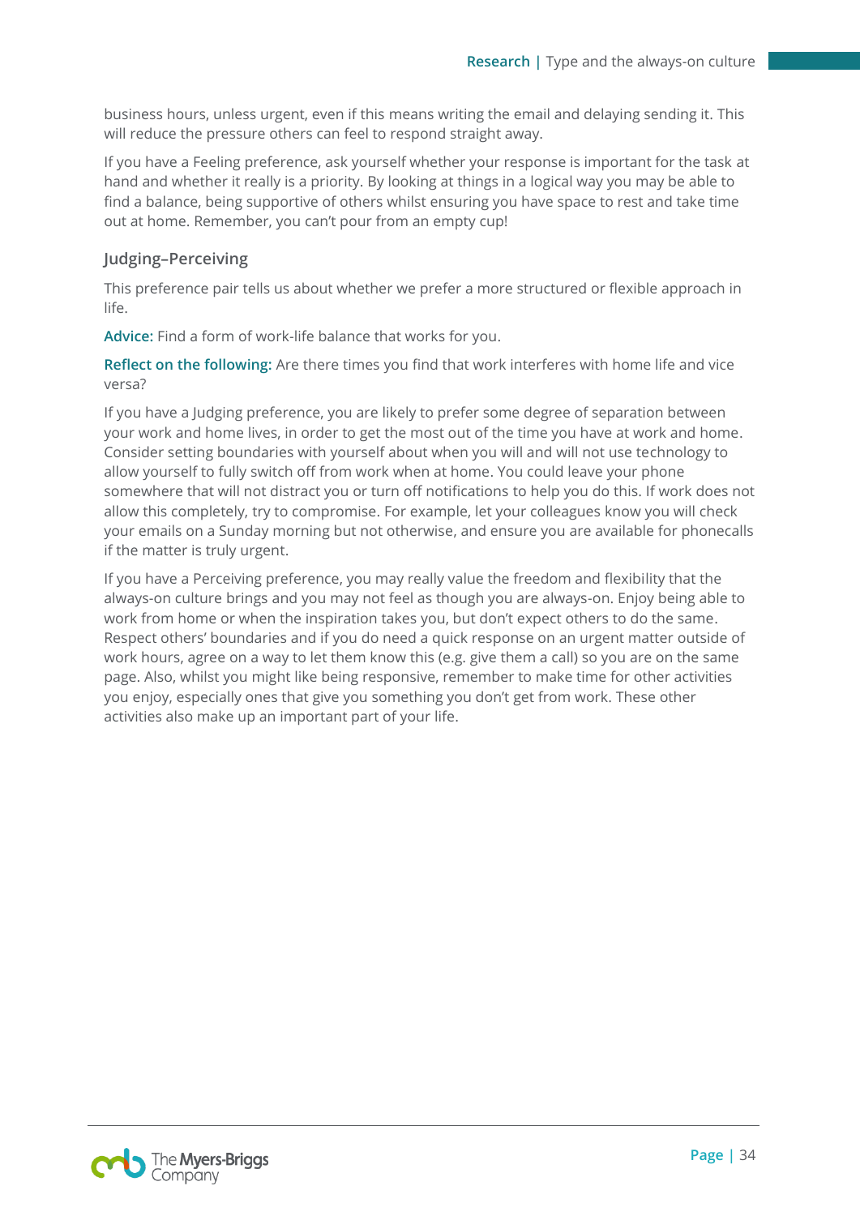business hours, unless urgent, even if this means writing the email and delaying sending it. This will reduce the pressure others can feel to respond straight away.

If you have a Feeling preference, ask yourself whether your response is important for the task at hand and whether it really is a priority. By looking at things in a logical way you may be able to find a balance, being supportive of others whilst ensuring you have space to rest and take time out at home. Remember, you can't pour from an empty cup!

### Judging–Perceiving

This preference pair tells us about whether we prefer a more structured or flexible approach in life.

**Advice:** Find a form of work-life balance that works for you.

**Reflect on the following:** Are there times you find that work interferes with home life and vice versa?

If you have a Judging preference, you are likely to prefer some degree of separation between your work and home lives, in order to get the most out of the time you have at work and home. Consider setting boundaries with yourself about when you will and will not use technology to allow yourself to fully switch off from work when at home. You could leave your phone somewhere that will not distract you or turn off notifications to help you do this. If work does not allow this completely, try to compromise. For example, let your colleagues know you will check your emails on a Sunday morning but not otherwise, and ensure you are available for phonecalls if the matter is truly urgent.

If you have a Perceiving preference, you may really value the freedom and flexibility that the always-on culture brings and you may not feel as though you are always-on. Enjoy being able to work from home or when the inspiration takes you, but don't expect others to do the same. Respect others' boundaries and if you do need a quick response on an urgent matter outside of work hours, agree on a way to let them know this (e.g. give them a call) so you are on the same page. Also, whilst you might like being responsive, remember to make time for other activities you enjoy, especially ones that give you something you don't get from work. These other activities also make up an important part of your life.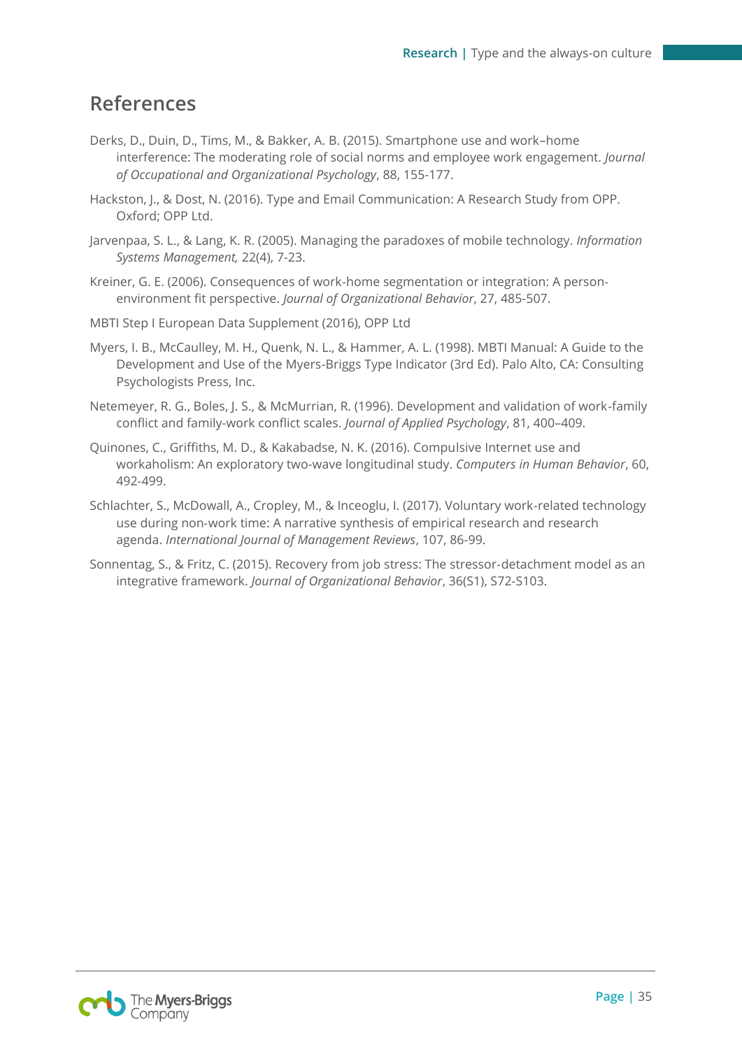## References

Derks, D., Duin, D., Tims, M., & Bakker, A. B. (2015). Smartphone use and work–home interference: The moderating role of social norms and employee work engagement. *Journal of Occupational and Organizational Psychology*, 88, 155-177.

Hackston, J., & Dost, N. (2016). Type and Email Communication: A Research Study from OPP. Oxford; OPP Ltd.

Jarvenpaa, S. L., & Lang, K. R. (2005). Managing the paradoxes of mobile technology. *Information Systems Management,* 22(4), 7-23.

Kreiner, G. E. (2006). Consequences of work-home segmentation or integration: A person-environment fit perspective. *Journal of Organizational Behavior*, 27, 485-507.

MBTI Step I European Data Supplement (2016), OPP Ltd

Myers, I. B., McCaulley, M. H., Quenk, N. L., & Hammer, A. L. (1998). MBTI Manual: A Guide to the Development and Use of the Myers-Briggs Type Indicator (3rd Ed). Palo Alto, CA: Consulting Psychologists Press, Inc.

Netemeyer, R. G., Boles, J. S., & McMurrian, R. (1996). Development and validation of work-family conflict and family-work conflict scales. *Journal of Applied Psychology*, 81, 400–409.

Quinones, C., Griffiths, M. D., & Kakabadse, N. K. (2016). Compulsive Internet use and workaholism: An exploratory two-wave longitudinal study. *Computers in Human Behavior*, 60, 492-499.

Schlachter, S., McDowall, A., Cropley, M., & Inceoglu, I. (2017). Voluntary work-related technology use during non-work time: A narrative synthesis of empirical research and research agenda. *International Journal of Management Reviews*, 107, 86-99.

Sonnentag, S., & Fritz, C. (2015). Recovery from job stress: The stressor-detachment model as an integrative framework. *Journal of Organizational Behavior*, 36(S1), S72-S103.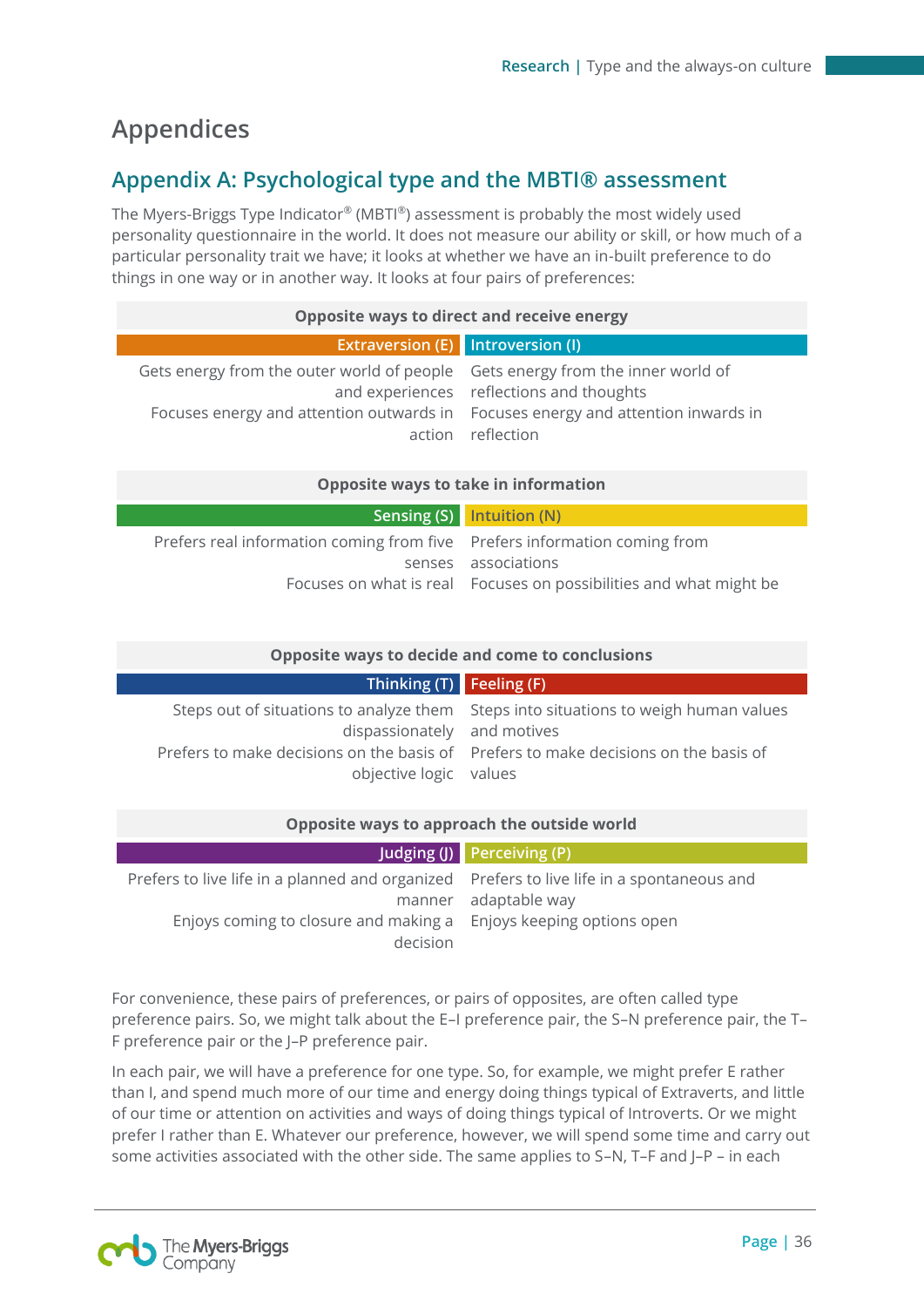# Appendices

## Appendix A: Psychological type and the MBTI® assessment

The Myers-Briggs Type Indicator® (MBTI®) assessment is probably the most widely used personality questionnaire in the world. It does not measure our ability or skill, or how much of a particular personality trait we have; it looks at whether we have an in-built preference to do things in one way or in another way. It looks at four pairs of preferences:

| Opposite ways to direct and receive energy | |
|---|---|
| **Extraversion (E)** | **Introversion (I)** |
| Gets energy from the outer world of people and experiences | Gets energy from the inner world of reflections and thoughts |
| Focuses energy and attention outwards in action | Focuses energy and attention inwards in reflection |

| Opposite ways to take in information | |
|---|---|
| **Sensing (S)** | **Intuition (N)** |
| Prefers real information coming from five senses | Prefers information coming from associations |
| Focuses on what is real | Focuses on possibilities and what might be |

| Opposite ways to decide and come to conclusions | |
|---|---|
| **Thinking (T)** | **Feeling (F)** |
| Steps out of situations to analyze them dispassionately | Steps into situations to weigh human values and motives |
| Prefers to make decisions on the basis of objective logic | Prefers to make decisions on the basis of values |

| Opposite ways to approach the outside world | |
|---|---|
| **Judging (J)** | **Perceiving (P)** |
| Prefers to live life in a planned and organized manner | Prefers to live life in a spontaneous and adaptable way |
| Enjoys coming to closure and making a decision | Enjoys keeping options open |

For convenience, these pairs of preferences, or pairs of opposites, are often called type preference pairs. So, we might talk about the E–I preference pair, the S–N preference pair, the T–F preference pair or the J–P preference pair.

In each pair, we will have a preference for one type. So, for example, we might prefer E rather than I, and spend much more of our time and energy doing things typical of Extraverts, and little of our time or attention on activities and ways of doing things typical of Introverts. Or we might prefer I rather than E. Whatever our preference, however, we will spend some time and carry out some activities associated with the other side. The same applies to S–N, T–F and J–P – in each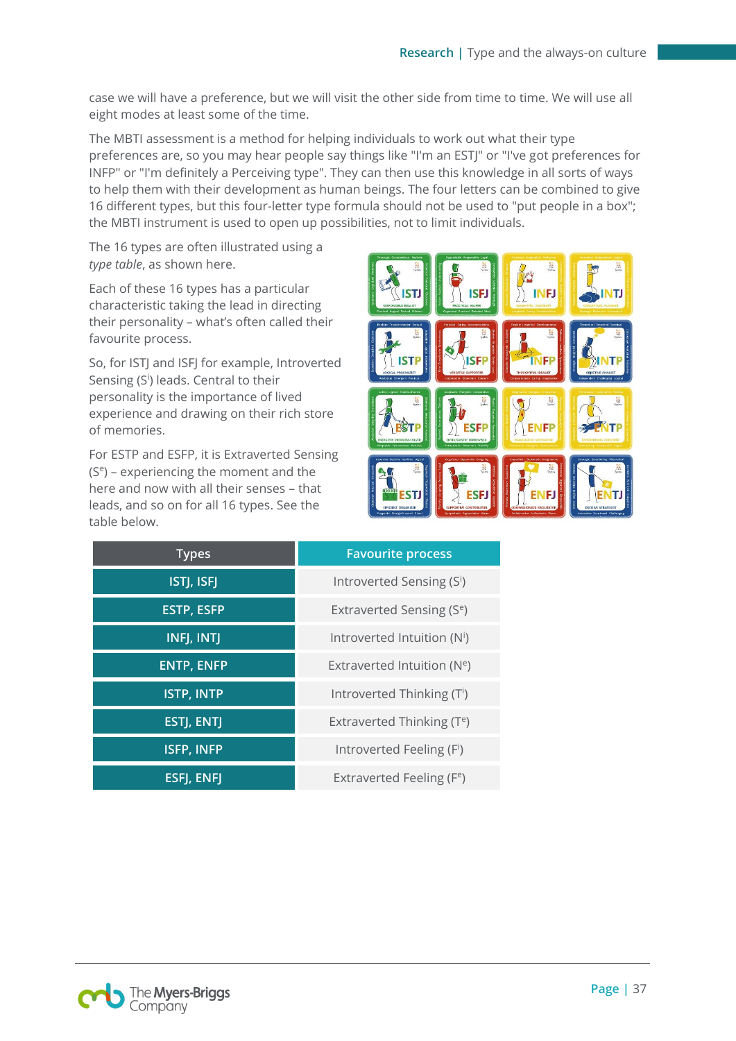case we will have a preference, but we will visit the other side from time to time. We will use all eight modes at least some of the time.

The MBTI assessment is a method for helping individuals to work out what their type preferences are, so you may hear people say things like "I'm an ESTJ" or "I've got preferences for INFP" or "I'm definitely a Perceiving type". They can then use this knowledge in all sorts of ways to help them with their development as human beings. The four letters can be combined to give 16 different types, but this four-letter type formula should not be used to "put people in a box"; the MBTI instrument is used to open up possibilities, not to limit individuals.

The 16 types are often illustrated using a *type table*, as shown here.

Each of these 16 types has a particular characteristic taking the lead in directing their personality – what's often called their favourite process.

So, for ISTJ and ISFJ for example, Introverted Sensing ($S^i$) leads. Central to their personality is the importance of lived experience and drawing on their rich store of memories.

For ESTP and ESFP, it is Extraverted Sensing ($S^e$) – experiencing the moment and the here and now with all their senses – that leads, and so on for all 16 types. See the table below.

| Types | Favourite process |
|---|---|
| ISTJ, ISFJ | Introverted Sensing ($S^i$) |
| ESTP, ESFP | Extraverted Sensing ($S^e$) |
| INFJ, INTJ | Introverted Intuition ($N^i$) |
| ENTP, ENFP | Extraverted Intuition ($N^e$) |
| ISTP, INTP | Introverted Thinking ($T^i$) |
| ESTJ, ENTJ | Extraverted Thinking ($T^e$) |
| ISFP, INFP | Introverted Feeling ($F^i$) |
| ESFJ, ENFJ | Extraverted Feeling ($F^e$) |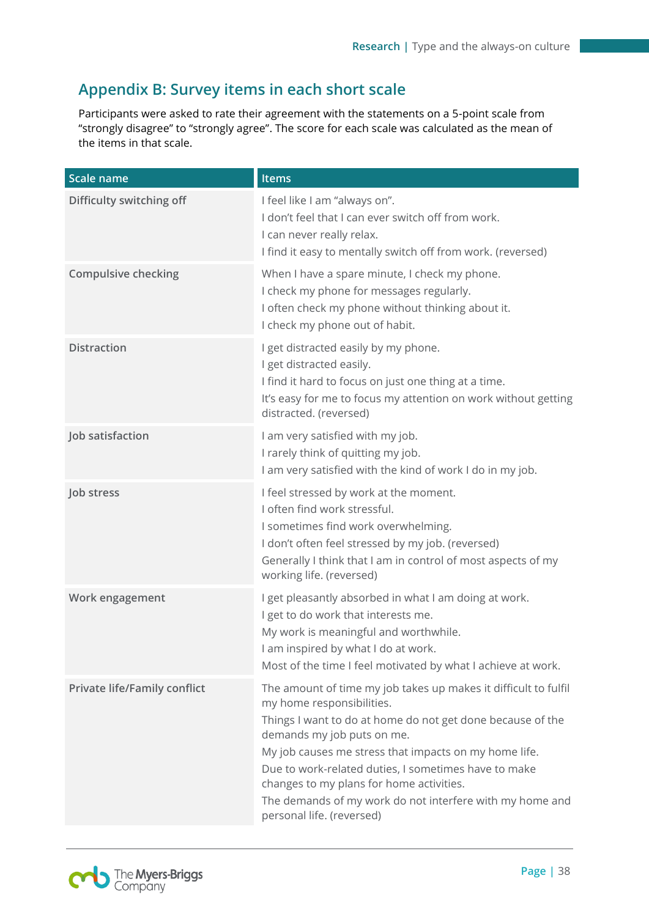## Appendix B: Survey items in each short scale

Participants were asked to rate their agreement with the statements on a 5-point scale from "strongly disagree" to "strongly agree". The score for each scale was calculated as the mean of the items in that scale.

| Scale name | Items |
| --- | --- |
| Difficulty switching off | I feel like I am "always on".<br>I don't feel that I can ever switch off from work.<br>I can never really relax.<br>I find it easy to mentally switch off from work. (reversed) |
| Compulsive checking | When I have a spare minute, I check my phone.<br>I check my phone for messages regularly.<br>I often check my phone without thinking about it.<br>I check my phone out of habit. |
| Distraction | I get distracted easily by my phone.<br>I get distracted easily.<br>I find it hard to focus on just one thing at a time.<br>It's easy for me to focus my attention on work without getting distracted. (reversed) |
| Job satisfaction | I am very satisfied with my job.<br>I rarely think of quitting my job.<br>I am very satisfied with the kind of work I do in my job. |
| Job stress | I feel stressed by work at the moment.<br>I often find work stressful.<br>I sometimes find work overwhelming.<br>I don't often feel stressed by my job. (reversed)<br>Generally I think that I am in control of most aspects of my working life. (reversed) |
| Work engagement | I get pleasantly absorbed in what I am doing at work.<br>I get to do work that interests me.<br>My work is meaningful and worthwhile.<br>I am inspired by what I do at work.<br>Most of the time I feel motivated by what I achieve at work. |
| Private life/Family conflict | The amount of time my job takes up makes it difficult to fulfil my home responsibilities.<br>Things I want to do at home do not get done because of the demands my job puts on me.<br>My job causes me stress that impacts on my home life.<br>Due to work-related duties, I sometimes have to make changes to my plans for home activities.<br>The demands of my work do not interfere with my home and personal life. (reversed) |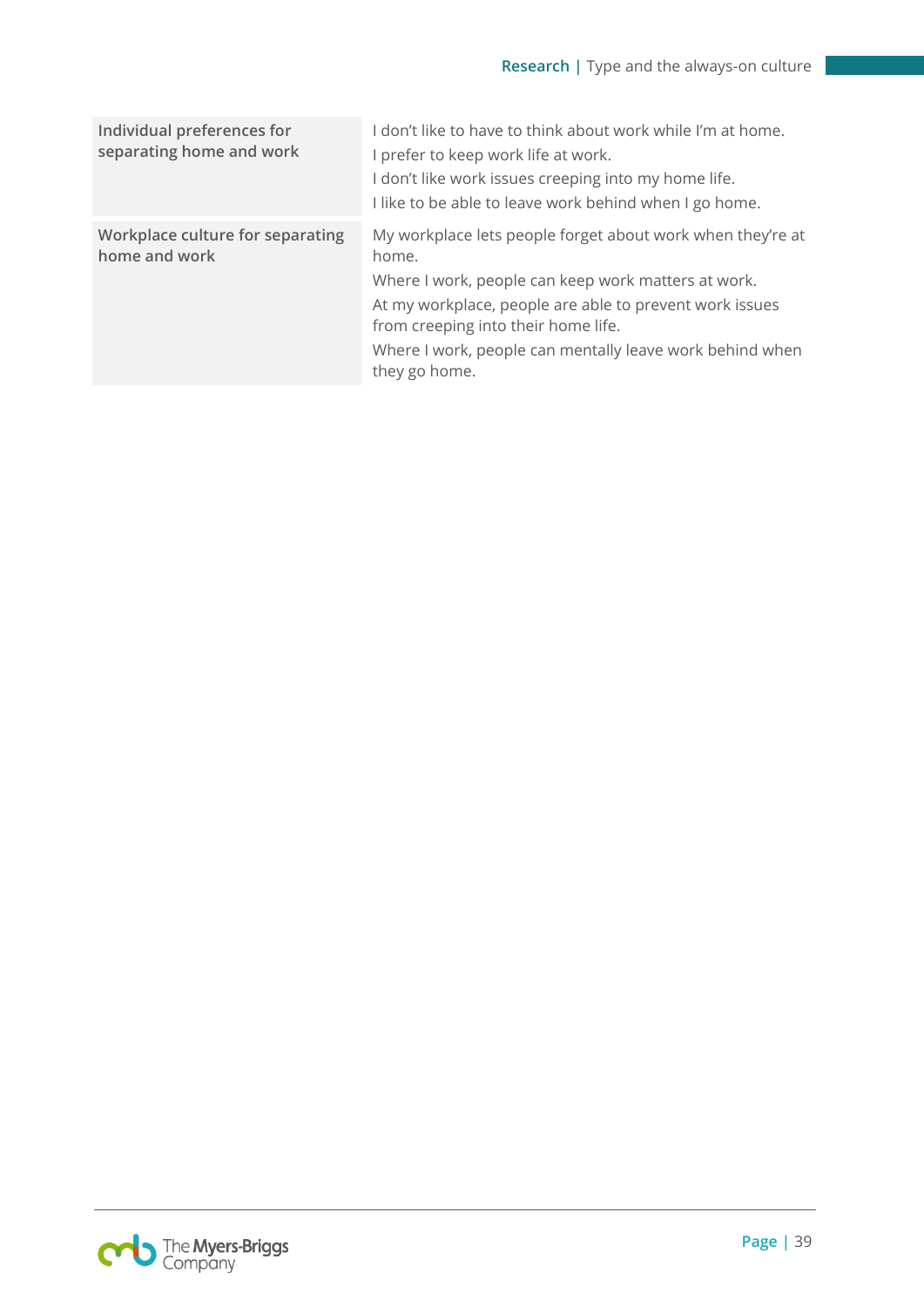| | |
|---|---|
| **Individual preferences for separating home and work** | I don't like to have to think about work while I'm at home.<br>I prefer to keep work life at work.<br>I don't like work issues creeping into my home life.<br>I like to be able to leave work behind when I go home. |
| **Workplace culture for separating home and work** | My workplace lets people forget about work when they're at home.<br>Where I work, people can keep work matters at work.<br>At my workplace, people are able to prevent work issues from creeping into their home life.<br>Where I work, people can mentally leave work behind when they go home. |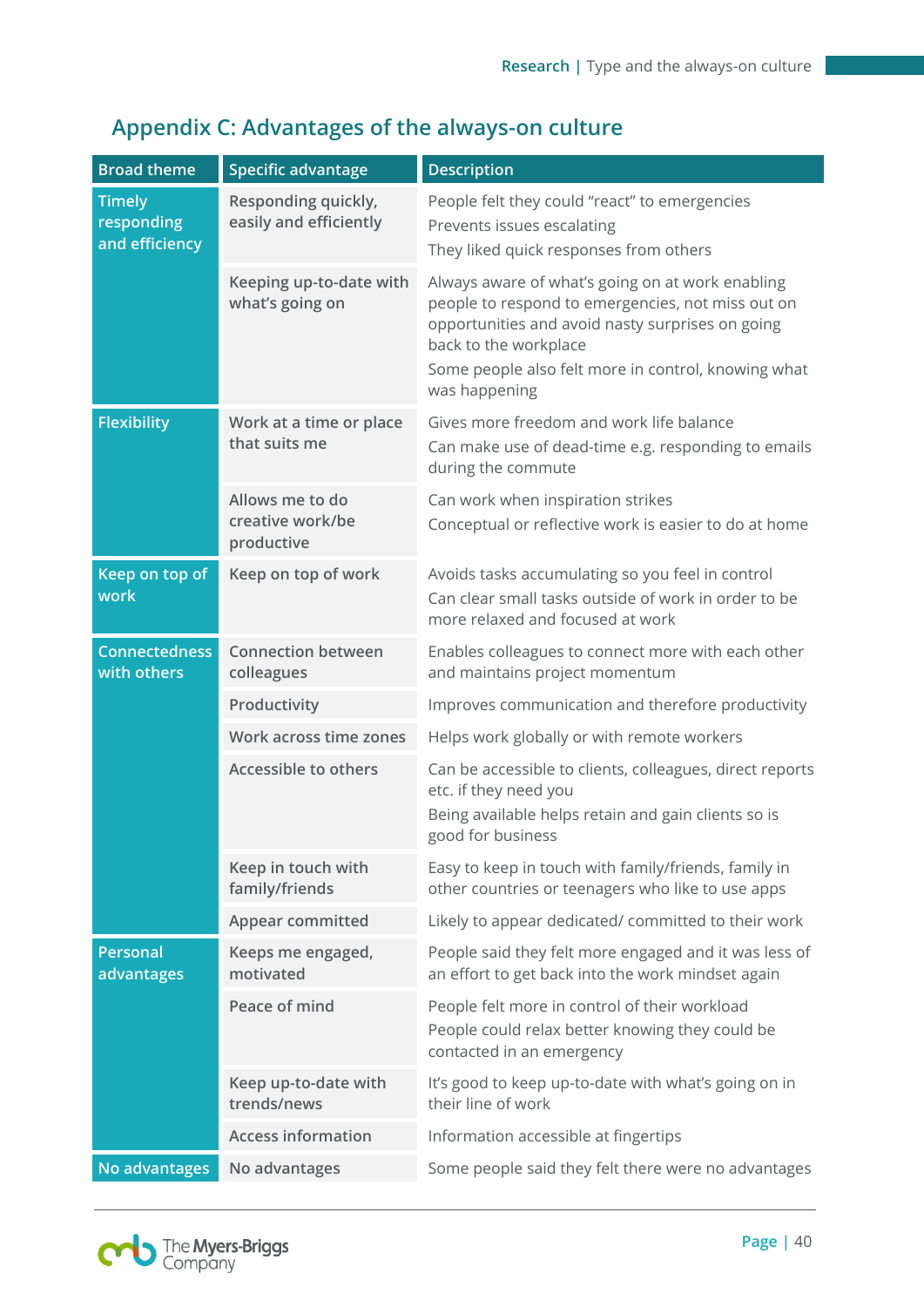## Appendix C: Advantages of the always-on culture

| Broad theme | Specific advantage | Description |
|---|---|---|
| Timely responding and efficiency | Responding quickly, easily and efficiently | People felt they could "react" to emergencies<br>Prevents issues escalating<br>They liked quick responses from others |
| | Keeping up-to-date with what's going on | Always aware of what's going on at work enabling people to respond to emergencies, not miss out on opportunities and avoid nasty surprises on going back to the workplace<br>Some people also felt more in control, knowing what was happening |
| Flexibility | Work at a time or place that suits me | Gives more freedom and work life balance<br>Can make use of dead-time e.g. responding to emails during the commute |
| | Allows me to do creative work/be productive | Can work when inspiration strikes<br>Conceptual or reflective work is easier to do at home |
| Keep on top of work | Keep on top of work | Avoids tasks accumulating so you feel in control<br>Can clear small tasks outside of work in order to be more relaxed and focused at work |
| Connectedness with others | Connection between colleagues | Enables colleagues to connect more with each other and maintains project momentum |
| | Productivity | Improves communication and therefore productivity |
| | Work across time zones | Helps work globally or with remote workers |
| | Accessible to others | Can be accessible to clients, colleagues, direct reports etc. if they need you<br>Being available helps retain and gain clients so is good for business |
| | Keep in touch with family/friends | Easy to keep in touch with family/friends, family in other countries or teenagers who like to use apps |
| | Appear committed | Likely to appear dedicated/ committed to their work |
| Personal advantages | Keeps me engaged, motivated | People said they felt more engaged and it was less of an effort to get back into the work mindset again |
| | Peace of mind | People felt more in control of their workload<br>People could relax better knowing they could be contacted in an emergency |
| | Keep up-to-date with trends/news | It's good to keep up-to-date with what's going on in their line of work |
| | Access information | Information accessible at fingertips |
| No advantages | No advantages | Some people said they felt there were no advantages |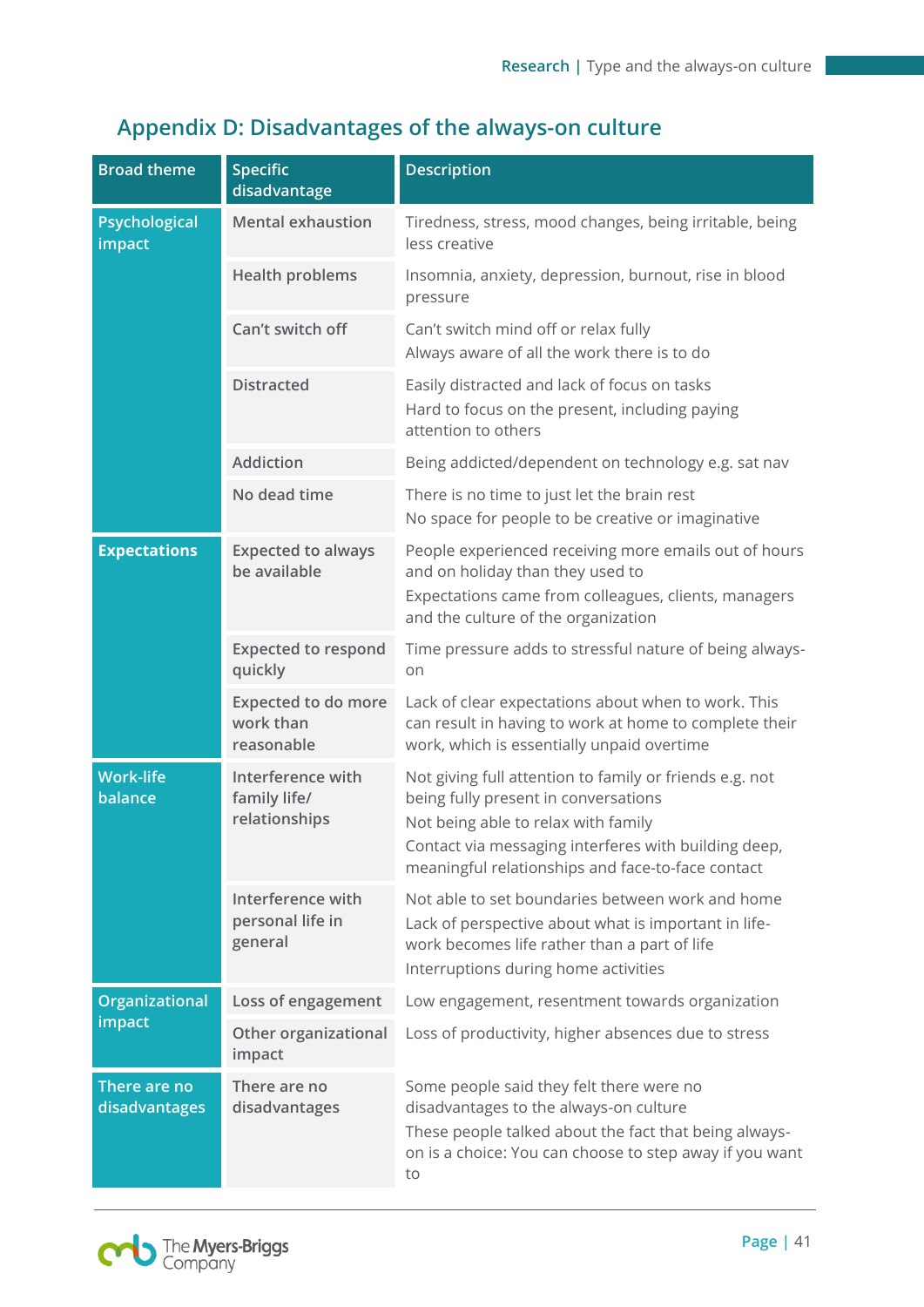## Appendix D: Disadvantages of the always-on culture

| Broad theme | Specific disadvantage | Description |
|---|---|---|
| Psychological impact | Mental exhaustion | Tiredness, stress, mood changes, being irritable, being less creative |
| | Health problems | Insomnia, anxiety, depression, burnout, rise in blood pressure |
| | Can't switch off | Can't switch mind off or relax fully<br>Always aware of all the work there is to do |
| | Distracted | Easily distracted and lack of focus on tasks<br>Hard to focus on the present, including paying attention to others |
| | Addiction | Being addicted/dependent on technology e.g. sat nav |
| | No dead time | There is no time to just let the brain rest<br>No space for people to be creative or imaginative |
| Expectations | Expected to always be available | People experienced receiving more emails out of hours and on holiday than they used to<br>Expectations came from colleagues, clients, managers and the culture of the organization |
| | Expected to respond quickly | Time pressure adds to stressful nature of being always-on |
| | Expected to do more work than reasonable | Lack of clear expectations about when to work. This can result in having to work at home to complete their work, which is essentially unpaid overtime |
| Work-life balance | Interference with family life/ relationships | Not giving full attention to family or friends e.g. not being fully present in conversations<br>Not being able to relax with family<br>Contact via messaging interferes with building deep, meaningful relationships and face-to-face contact |
| | Interference with personal life in general | Not able to set boundaries between work and home<br>Lack of perspective about what is important in life-work becomes life rather than a part of life<br>Interruptions during home activities |
| Organizational impact | Loss of engagement | Low engagement, resentment towards organization |
| | Other organizational impact | Loss of productivity, higher absences due to stress |
| There are no disadvantages | There are no disadvantages | Some people said they felt there were no disadvantages to the always-on culture<br>These people talked about the fact that being always-on is a choice: You can choose to step away if you want to |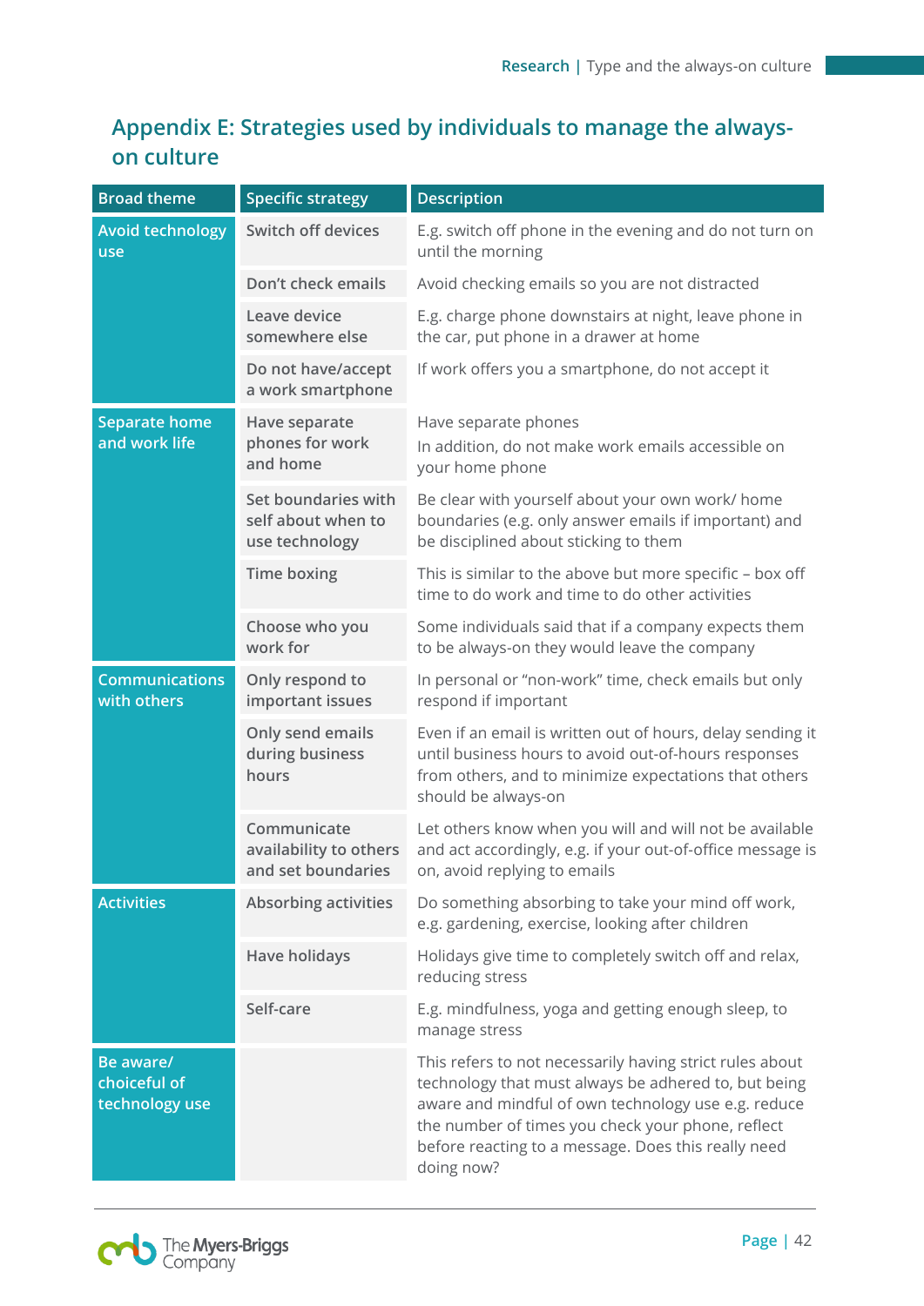## Appendix E: Strategies used by individuals to manage the always-on culture

| Broad theme | Specific strategy | Description |
| --- | --- | --- |
| Avoid technology use | Switch off devices | E.g. switch off phone in the evening and do not turn on until the morning |
| | Don't check emails | Avoid checking emails so you are not distracted |
| | Leave device somewhere else | E.g. charge phone downstairs at night, leave phone in the car, put phone in a drawer at home |
| | Do not have/accept a work smartphone | If work offers you a smartphone, do not accept it |
| Separate home and work life | Have separate phones for work and home | Have separate phones<br>In addition, do not make work emails accessible on your home phone |
| | Set boundaries with self about when to use technology | Be clear with yourself about your own work/ home boundaries (e.g. only answer emails if important) and be disciplined about sticking to them |
| | Time boxing | This is similar to the above but more specific – box off time to do work and time to do other activities |
| | Choose who you work for | Some individuals said that if a company expects them to be always-on they would leave the company |
| Communications with others | Only respond to important issues | In personal or "non-work" time, check emails but only respond if important |
| | Only send emails during business hours | Even if an email is written out of hours, delay sending it until business hours to avoid out-of-hours responses from others, and to minimize expectations that others should be always-on |
| | Communicate availability to others and set boundaries | Let others know when you will and will not be available and act accordingly, e.g. if your out-of-office message is on, avoid replying to emails |
| Activities | Absorbing activities | Do something absorbing to take your mind off work, e.g. gardening, exercise, looking after children |
| | Have holidays | Holidays give time to completely switch off and relax, reducing stress |
| | Self-care | E.g. mindfulness, yoga and getting enough sleep, to manage stress |
| Be aware/ choiceful of technology use | | This refers to not necessarily having strict rules about technology that must always be adhered to, but being aware and mindful of own technology use e.g. reduce the number of times you check your phone, reflect before reacting to a message. Does this really need doing now? |